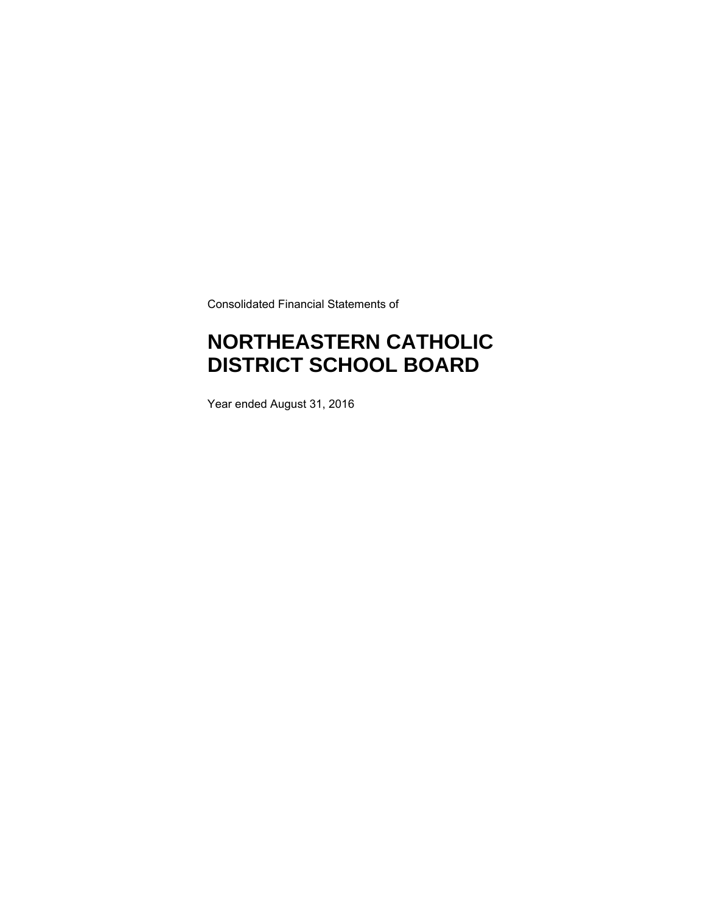Consolidated Financial Statements of

# NORTHEASTERN CATHOLIC DISTRICT SCHOOL BOARD

Year ended August 31, 2016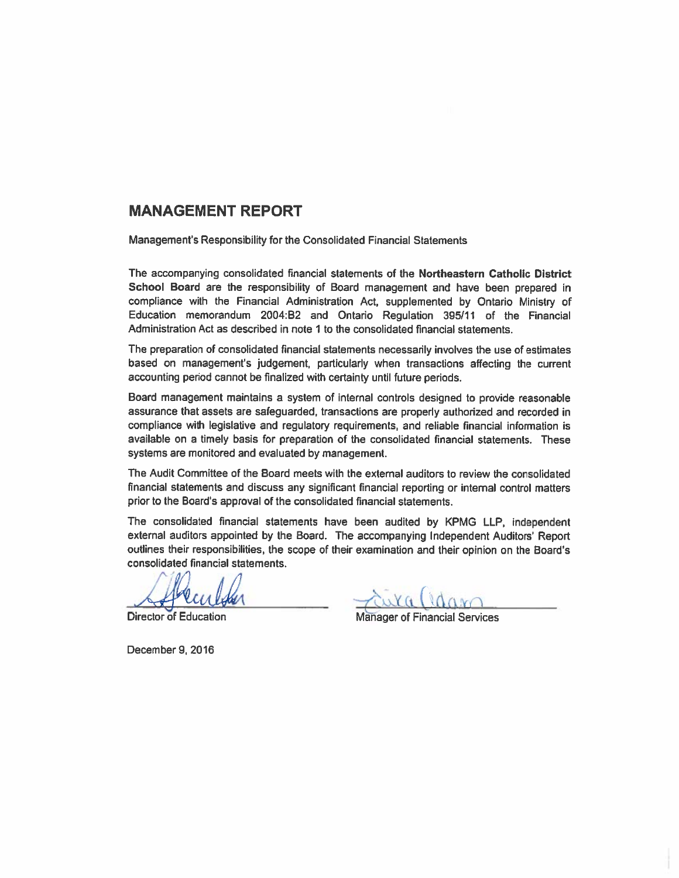# MANAGEMENT REPORT

Management's Responsibility for the Consolidated Financial Statements

The accompanying consolidated financial statements of the **Northeastern Catholic District School Board** are the responsibility of Board management and have been prepared in compliance with the Financial Administration Act, supplemented by Ontario Ministry of Education memorandum 2004:B2 and Ontario Regulation 395/11 of the Financial Administration Act as described in note 1 to the consolidated financial statements.

The preparation of consolidated financial statements necessarily involves the use of estimates based on management's judgement, particularly when transactions affecting the current accounting period cannot be finalized with certainty until future periods.

Board management maintains a system of internal controls designed to provide reasonable assurance that assets are safeguarded, transactions are properly authorized and recorded in compliance with legislative and regulatory requirements, and reliable financial information is available on a timely basis for preparation of the consolidated financial statements. These systems are monitored and evaluated by management.

The Audit Committee of the Board meets with the external auditors to review the consolidated financial statements and discuss any significant financial reporting or internal control matters prior to the Board's approval of the consolidated financial statements.

The consolidated financial statements have been audited by KPMG LLP, independent external auditors appointed by the Board. The accompanying Independent Auditors' Report outlines their responsibilities, the scope of their examination and their opinion on the Board's consolidated financial statements.

Director of Education

Manager of Financial Services

December 9, 2016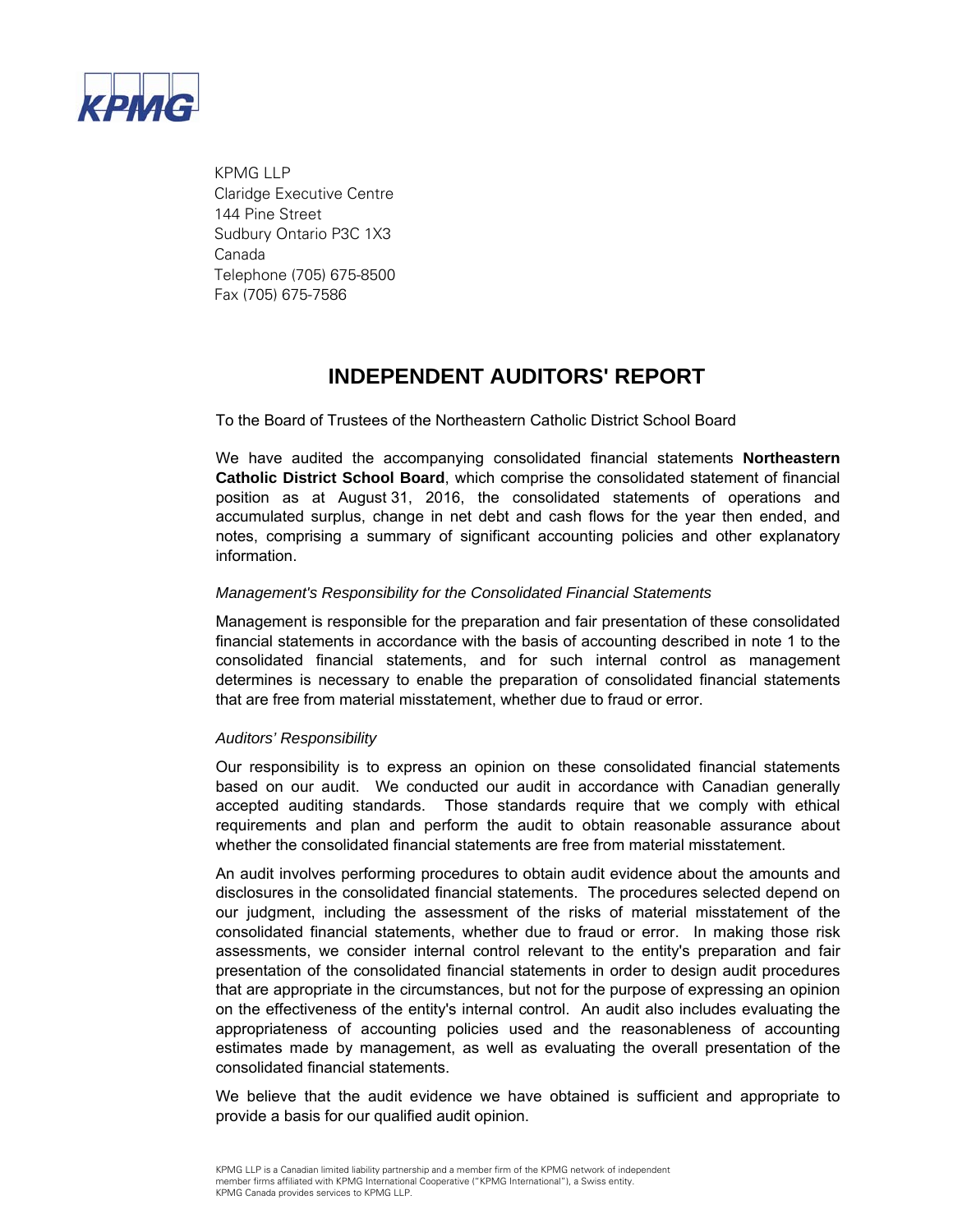KPMG

KPMG LLP
Claridge Executive Centre
144 Pine Street
Sudbury Ontario P3C 1X3
Canada
Telephone (705) 675-8500
Fax (705) 675-7586

# INDEPENDENT AUDITORS' REPORT

To the Board of Trustees of the Northeastern Catholic District School Board

We have audited the accompanying consolidated financial statements **Northeastern Catholic District School Board**, which comprise the consolidated statement of financial position as at August 31, 2016, the consolidated statements of operations and accumulated surplus, change in net debt and cash flows for the year then ended, and notes, comprising a summary of significant accounting policies and other explanatory information.

*Management's Responsibility for the Consolidated Financial Statements*

Management is responsible for the preparation and fair presentation of these consolidated financial statements in accordance with the basis of accounting described in note 1 to the consolidated financial statements, and for such internal control as management determines is necessary to enable the preparation of consolidated financial statements that are free from material misstatement, whether due to fraud or error.

*Auditors' Responsibility*

Our responsibility is to express an opinion on these consolidated financial statements based on our audit. We conducted our audit in accordance with Canadian generally accepted auditing standards. Those standards require that we comply with ethical requirements and plan and perform the audit to obtain reasonable assurance about whether the consolidated financial statements are free from material misstatement.

An audit involves performing procedures to obtain audit evidence about the amounts and disclosures in the consolidated financial statements. The procedures selected depend on our judgment, including the assessment of the risks of material misstatement of the consolidated financial statements, whether due to fraud or error. In making those risk assessments, we consider internal control relevant to the entity's preparation and fair presentation of the consolidated financial statements in order to design audit procedures that are appropriate in the circumstances, but not for the purpose of expressing an opinion on the effectiveness of the entity's internal control. An audit also includes evaluating the appropriateness of accounting policies used and the reasonableness of accounting estimates made by management, as well as evaluating the overall presentation of the consolidated financial statements.

We believe that the audit evidence we have obtained is sufficient and appropriate to provide a basis for our qualified audit opinion.

KPMG LLP is a Canadian limited liability partnership and a member firm of the KPMG network of independent member firms affiliated with KPMG International Cooperative ("KPMG International"), a Swiss entity. KPMG Canada provides services to KPMG LLP.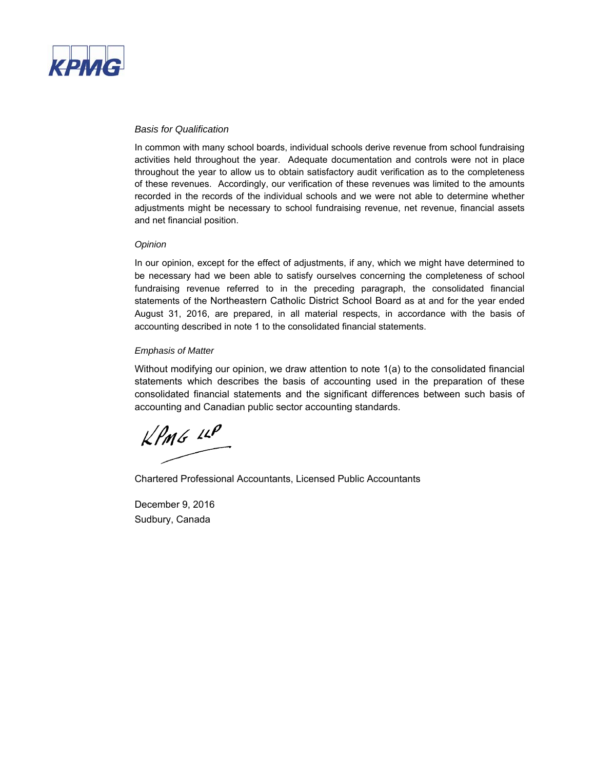*Basis for Qualification*

In common with many school boards, individual schools derive revenue from school fundraising activities held throughout the year. Adequate documentation and controls were not in place throughout the year to allow us to obtain satisfactory audit verification as to the completeness of these revenues. Accordingly, our verification of these revenues was limited to the amounts recorded in the records of the individual schools and we were not able to determine whether adjustments might be necessary to school fundraising revenue, net revenue, financial assets and net financial position.

*Opinion*

In our opinion, except for the effect of adjustments, if any, which we might have determined to be necessary had we been able to satisfy ourselves concerning the completeness of school fundraising revenue referred to in the preceding paragraph, the consolidated financial statements of the Northeastern Catholic District School Board as at and for the year ended August 31, 2016, are prepared, in all material respects, in accordance with the basis of accounting described in note 1 to the consolidated financial statements.

*Emphasis of Matter*

Without modifying our opinion, we draw attention to note 1(a) to the consolidated financial statements which describes the basis of accounting used in the preparation of these consolidated financial statements and the significant differences between such basis of accounting and Canadian public sector accounting standards.

KPMG LLP

Chartered Professional Accountants, Licensed Public Accountants

December 9, 2016
Sudbury, Canada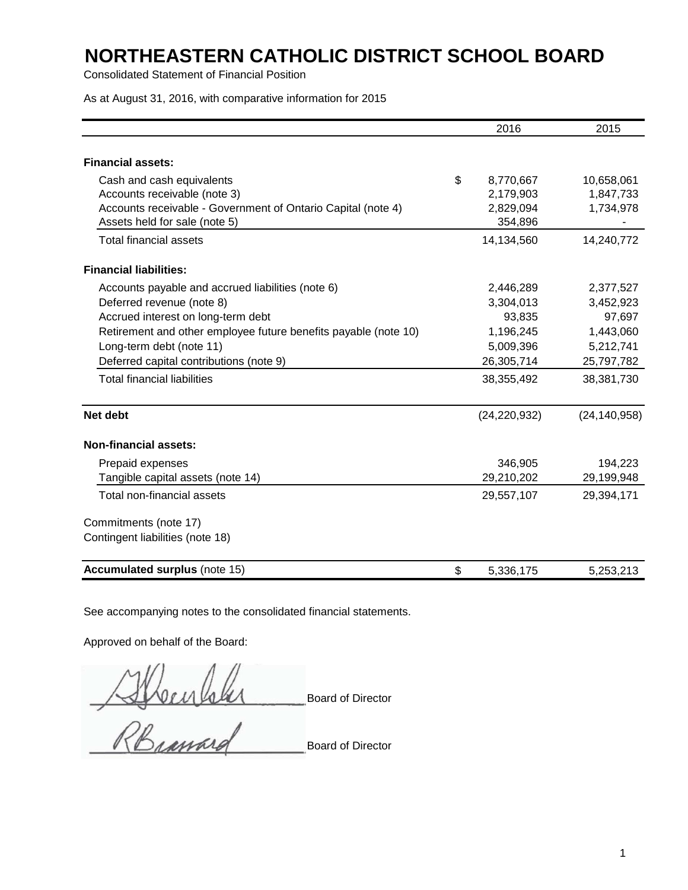# NORTHEASTERN CATHOLIC DISTRICT SCHOOL BOARD

Consolidated Statement of Financial Position

As at August 31, 2016, with comparative information for 2015

| | 2016 | 2015 |
|---|---|---|
| **Financial assets:** | | |
| Cash and cash equivalents | $ 8,770,667 | 10,658,061 |
| Accounts receivable (note 3) | 2,179,903 | 1,847,733 |
| Accounts receivable - Government of Ontario Capital (note 4) | 2,829,094 | 1,734,978 |
| Assets held for sale (note 5) | 354,896 | - |
| Total financial assets | 14,134,560 | 14,240,772 |
| **Financial liabilities:** | | |
| Accounts payable and accrued liabilities (note 6) | 2,446,289 | 2,377,527 |
| Deferred revenue (note 8) | 3,304,013 | 3,452,923 |
| Accrued interest on long-term debt | 93,835 | 97,697 |
| Retirement and other employee future benefits payable (note 10) | 1,196,245 | 1,443,060 |
| Long-term debt (note 11) | 5,009,396 | 5,212,741 |
| Deferred capital contributions (note 9) | 26,305,714 | 25,797,782 |
| Total financial liabilities | 38,355,492 | 38,381,730 |
| **Net debt** | (24,220,932) | (24,140,958) |
| **Non-financial assets:** | | |
| Prepaid expenses | 346,905 | 194,223 |
| Tangible capital assets (note 14) | 29,210,202 | 29,199,948 |
| Total non-financial assets | 29,557,107 | 29,394,171 |
| Commitments (note 17) | | |
| Contingent liabilities (note 18) | | |
| **Accumulated surplus** (note 15) | $ 5,336,175 | 5,253,213 |

See accompanying notes to the consolidated financial statements.

Approved on behalf of the Board:

_____________________ Board of Director

_____________________ Board of Director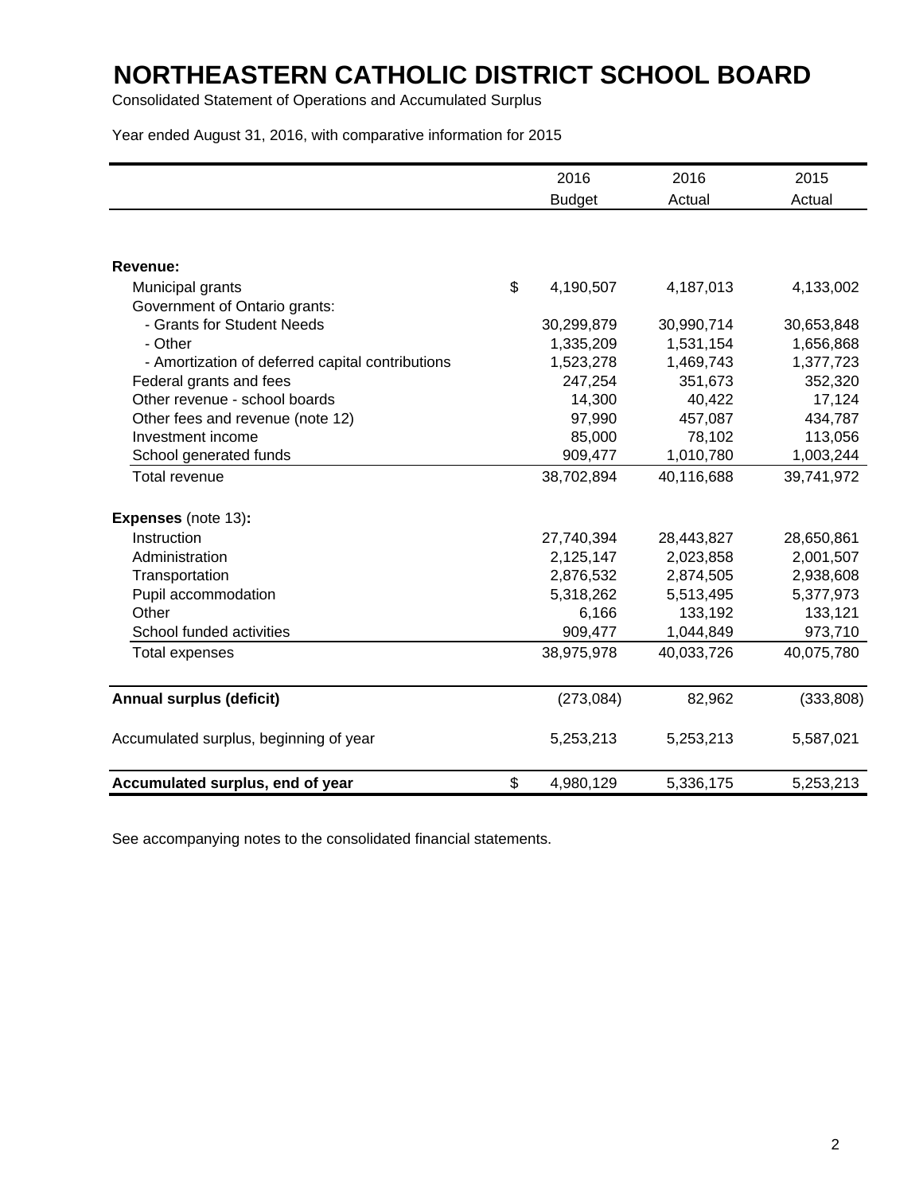# NORTHEASTERN CATHOLIC DISTRICT SCHOOL BOARD

Consolidated Statement of Operations and Accumulated Surplus

Year ended August 31, 2016, with comparative information for 2015

| | 2016 Budget | 2016 Actual | 2015 Actual |
|---|---|---|---|
| **Revenue:** | | | |
| Municipal grants | $ 4,190,507 | 4,187,013 | 4,133,002 |
| Government of Ontario grants: | | | |
| - Grants for Student Needs | 30,299,879 | 30,990,714 | 30,653,848 |
| - Other | 1,335,209 | 1,531,154 | 1,656,868 |
| - Amortization of deferred capital contributions | 1,523,278 | 1,469,743 | 1,377,723 |
| Federal grants and fees | 247,254 | 351,673 | 352,320 |
| Other revenue - school boards | 14,300 | 40,422 | 17,124 |
| Other fees and revenue (note 12) | 97,990 | 457,087 | 434,787 |
| Investment income | 85,000 | 78,102 | 113,056 |
| School generated funds | 909,477 | 1,010,780 | 1,003,244 |
| Total revenue | 38,702,894 | 40,116,688 | 39,741,972 |
| **Expenses** (note 13)**:** | | | |
| Instruction | 27,740,394 | 28,443,827 | 28,650,861 |
| Administration | 2,125,147 | 2,023,858 | 2,001,507 |
| Transportation | 2,876,532 | 2,874,505 | 2,938,608 |
| Pupil accommodation | 5,318,262 | 5,513,495 | 5,377,973 |
| Other | 6,166 | 133,192 | 133,121 |
| School funded activities | 909,477 | 1,044,849 | 973,710 |
| Total expenses | 38,975,978 | 40,033,726 | 40,075,780 |
| **Annual surplus (deficit)** | (273,084) | 82,962 | (333,808) |
| Accumulated surplus, beginning of year | 5,253,213 | 5,253,213 | 5,587,021 |
| **Accumulated surplus, end of year** | $ 4,980,129 | 5,336,175 | 5,253,213 |

See accompanying notes to the consolidated financial statements.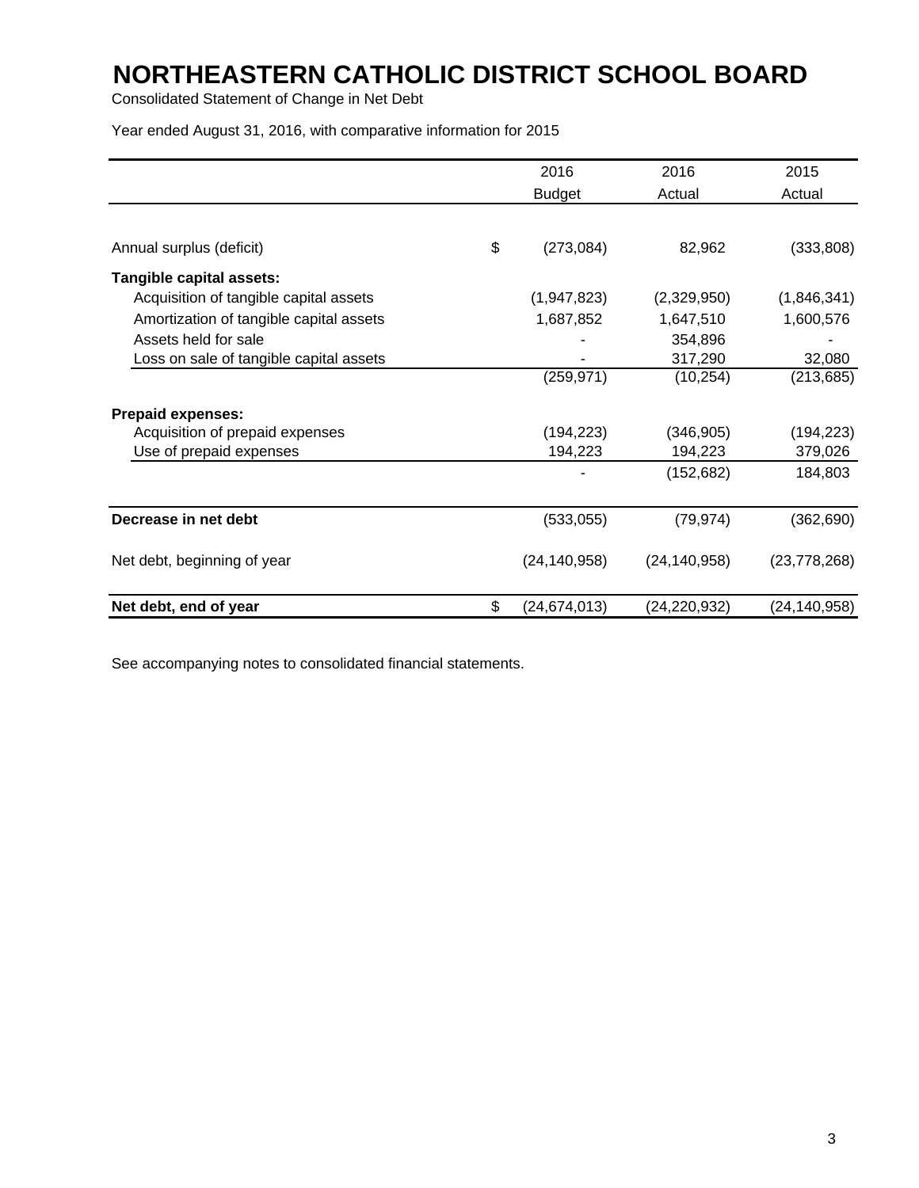# NORTHEASTERN CATHOLIC DISTRICT SCHOOL BOARD

Consolidated Statement of Change in Net Debt

Year ended August 31, 2016, with comparative information for 2015

| | 2016 Budget | 2016 Actual | 2015 Actual |
|---|---|---|---|
| Annual surplus (deficit) | $ (273,084) | 82,962 | (333,808) |
| **Tangible capital assets:** | | | |
| Acquisition of tangible capital assets | (1,947,823) | (2,329,950) | (1,846,341) |
| Amortization of tangible capital assets | 1,687,852 | 1,647,510 | 1,600,576 |
| Assets held for sale | - | 354,896 | - |
| Loss on sale of tangible capital assets | - | 317,290 | 32,080 |
| | (259,971) | (10,254) | (213,685) |
| **Prepaid expenses:** | | | |
| Acquisition of prepaid expenses | (194,223) | (346,905) | (194,223) |
| Use of prepaid expenses | 194,223 | 194,223 | 379,026 |
| | - | (152,682) | 184,803 |
| **Decrease in net debt** | (533,055) | (79,974) | (362,690) |
| Net debt, beginning of year | (24,140,958) | (24,140,958) | (23,778,268) |
| **Net debt, end of year** | $ (24,674,013) | (24,220,932) | (24,140,958) |

See accompanying notes to consolidated financial statements.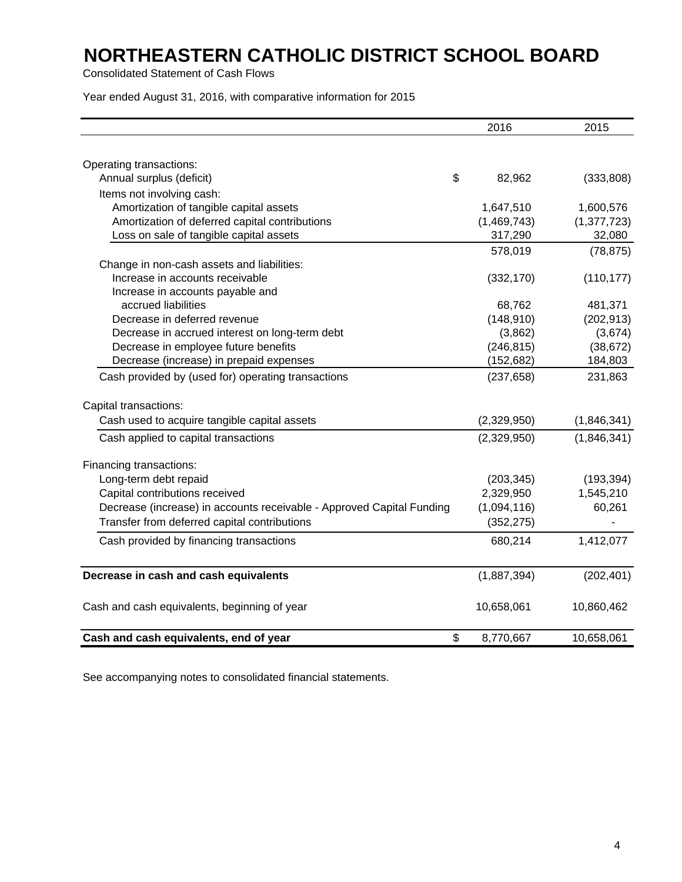# NORTHEASTERN CATHOLIC DISTRICT SCHOOL BOARD

Consolidated Statement of Cash Flows

Year ended August 31, 2016, with comparative information for 2015

| | 2016 | 2015 |
|---|---|---|
| Operating transactions: | | |
| Annual surplus (deficit) | $ 82,962 | (333,808) |
| Items not involving cash: | | |
| Amortization of tangible capital assets | 1,647,510 | 1,600,576 |
| Amortization of deferred capital contributions | (1,469,743) | (1,377,723) |
| Loss on sale of tangible capital assets | 317,290 | 32,080 |
| | 578,019 | (78,875) |
| Change in non-cash assets and liabilities: | | |
| Increase in accounts receivable | (332,170) | (110,177) |
| Increase in accounts payable and accrued liabilities | 68,762 | 481,371 |
| Decrease in deferred revenue | (148,910) | (202,913) |
| Decrease in accrued interest on long-term debt | (3,862) | (3,674) |
| Decrease in employee future benefits | (246,815) | (38,672) |
| Decrease (increase) in prepaid expenses | (152,682) | 184,803 |
| Cash provided by (used for) operating transactions | (237,658) | 231,863 |
| Capital transactions: | | |
| Cash used to acquire tangible capital assets | (2,329,950) | (1,846,341) |
| Cash applied to capital transactions | (2,329,950) | (1,846,341) |
| Financing transactions: | | |
| Long-term debt repaid | (203,345) | (193,394) |
| Capital contributions received | 2,329,950 | 1,545,210 |
| Decrease (increase) in accounts receivable - Approved Capital Funding | (1,094,116) | 60,261 |
| Transfer from deferred capital contributions | (352,275) | - |
| Cash provided by financing transactions | 680,214 | 1,412,077 |
| **Decrease in cash and cash equivalents** | (1,887,394) | (202,401) |
| Cash and cash equivalents, beginning of year | 10,658,061 | 10,860,462 |
| **Cash and cash equivalents, end of year** | $ 8,770,667 | 10,658,061 |

See accompanying notes to consolidated financial statements.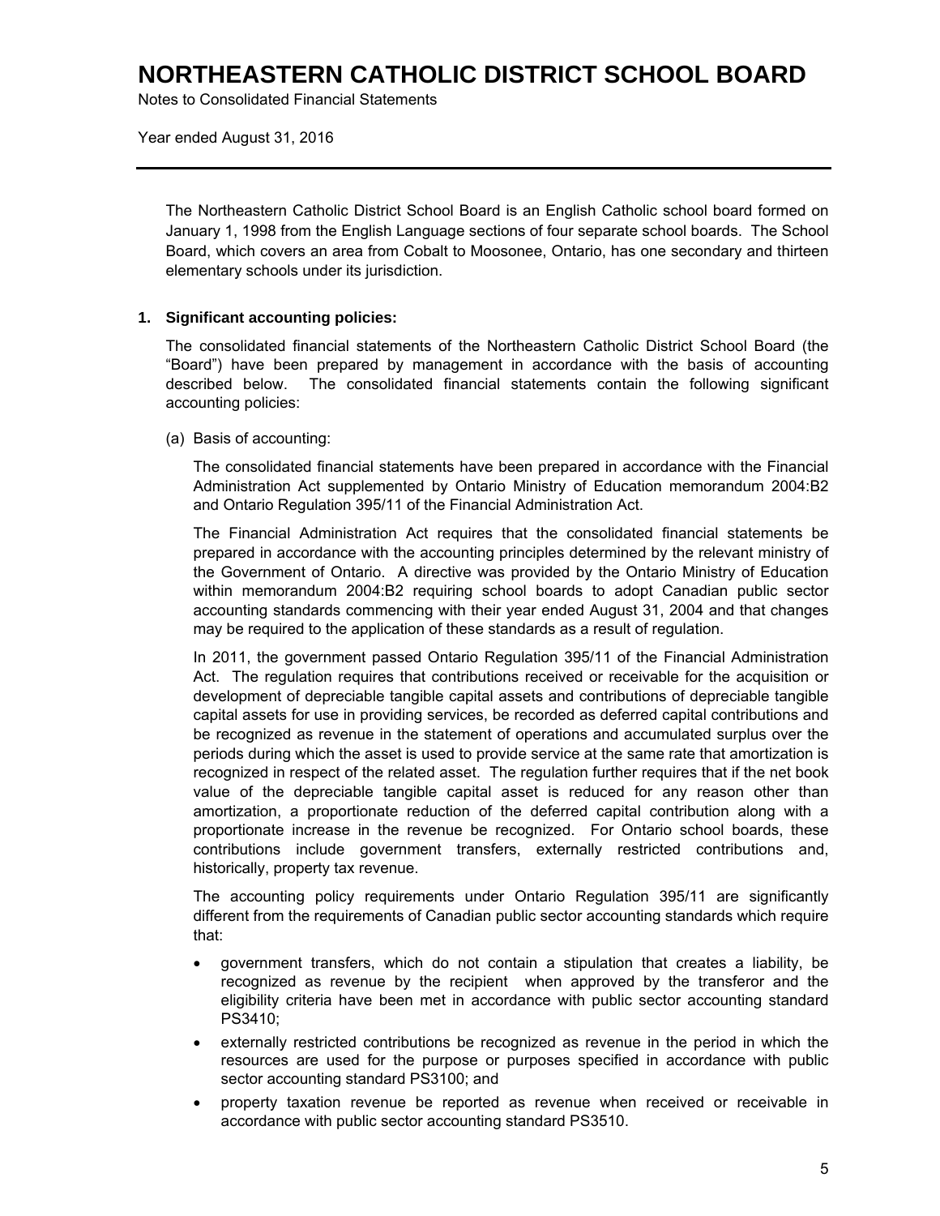# NORTHEASTERN CATHOLIC DISTRICT SCHOOL BOARD

Notes to Consolidated Financial Statements

Year ended August 31, 2016

---

The Northeastern Catholic District School Board is an English Catholic school board formed on January 1, 1998 from the English Language sections of four separate school boards. The School Board, which covers an area from Cobalt to Moosonee, Ontario, has one secondary and thirteen elementary schools under its jurisdiction.

**1. Significant accounting policies:**

The consolidated financial statements of the Northeastern Catholic District School Board (the "Board") have been prepared by management in accordance with the basis of accounting described below. The consolidated financial statements contain the following significant accounting policies:

(a) Basis of accounting:

The consolidated financial statements have been prepared in accordance with the Financial Administration Act supplemented by Ontario Ministry of Education memorandum 2004:B2 and Ontario Regulation 395/11 of the Financial Administration Act.

The Financial Administration Act requires that the consolidated financial statements be prepared in accordance with the accounting principles determined by the relevant ministry of the Government of Ontario. A directive was provided by the Ontario Ministry of Education within memorandum 2004:B2 requiring school boards to adopt Canadian public sector accounting standards commencing with their year ended August 31, 2004 and that changes may be required to the application of these standards as a result of regulation.

In 2011, the government passed Ontario Regulation 395/11 of the Financial Administration Act. The regulation requires that contributions received or receivable for the acquisition or development of depreciable tangible capital assets and contributions of depreciable tangible capital assets for use in providing services, be recorded as deferred capital contributions and be recognized as revenue in the statement of operations and accumulated surplus over the periods during which the asset is used to provide service at the same rate that amortization is recognized in respect of the related asset. The regulation further requires that if the net book value of the depreciable tangible capital asset is reduced for any reason other than amortization, a proportionate reduction of the deferred capital contribution along with a proportionate increase in the revenue be recognized. For Ontario school boards, these contributions include government transfers, externally restricted contributions and, historically, property tax revenue.

The accounting policy requirements under Ontario Regulation 395/11 are significantly different from the requirements of Canadian public sector accounting standards which require that:

- government transfers, which do not contain a stipulation that creates a liability, be recognized as revenue by the recipient when approved by the transferor and the eligibility criteria have been met in accordance with public sector accounting standard PS3410;
- externally restricted contributions be recognized as revenue in the period in which the resources are used for the purpose or purposes specified in accordance with public sector accounting standard PS3100; and
- property taxation revenue be reported as revenue when received or receivable in accordance with public sector accounting standard PS3510.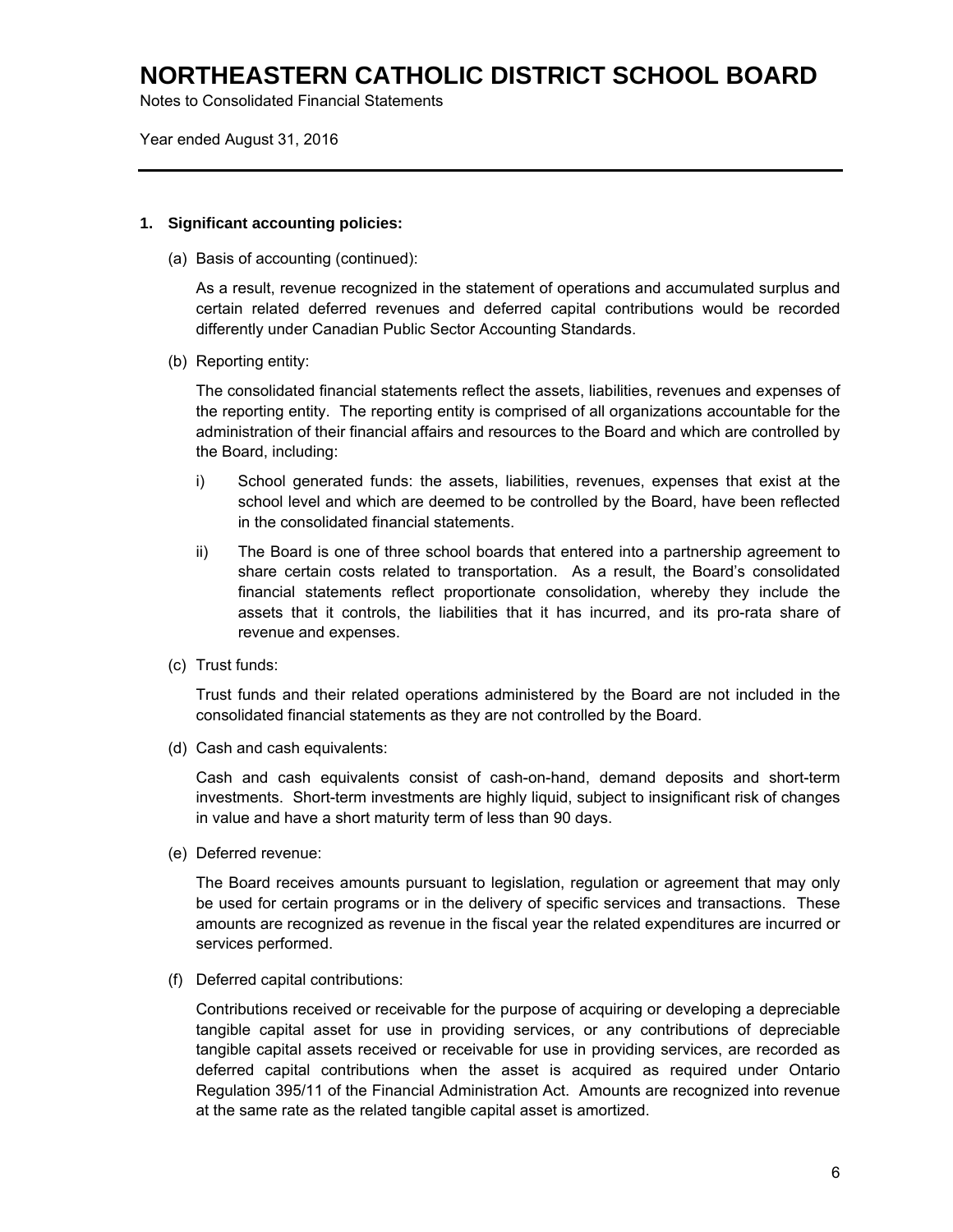# NORTHEASTERN CATHOLIC DISTRICT SCHOOL BOARD

Notes to Consolidated Financial Statements

Year ended August 31, 2016

---

**1. Significant accounting policies:**

(a) Basis of accounting (continued):

As a result, revenue recognized in the statement of operations and accumulated surplus and certain related deferred revenues and deferred capital contributions would be recorded differently under Canadian Public Sector Accounting Standards.

(b) Reporting entity:

The consolidated financial statements reflect the assets, liabilities, revenues and expenses of the reporting entity. The reporting entity is comprised of all organizations accountable for the administration of their financial affairs and resources to the Board and which are controlled by the Board, including:

i) School generated funds: the assets, liabilities, revenues, expenses that exist at the school level and which are deemed to be controlled by the Board, have been reflected in the consolidated financial statements.

ii) The Board is one of three school boards that entered into a partnership agreement to share certain costs related to transportation. As a result, the Board's consolidated financial statements reflect proportionate consolidation, whereby they include the assets that it controls, the liabilities that it has incurred, and its pro-rata share of revenue and expenses.

(c) Trust funds:

Trust funds and their related operations administered by the Board are not included in the consolidated financial statements as they are not controlled by the Board.

(d) Cash and cash equivalents:

Cash and cash equivalents consist of cash-on-hand, demand deposits and short-term investments. Short-term investments are highly liquid, subject to insignificant risk of changes in value and have a short maturity term of less than 90 days.

(e) Deferred revenue:

The Board receives amounts pursuant to legislation, regulation or agreement that may only be used for certain programs or in the delivery of specific services and transactions. These amounts are recognized as revenue in the fiscal year the related expenditures are incurred or services performed.

(f) Deferred capital contributions:

Contributions received or receivable for the purpose of acquiring or developing a depreciable tangible capital asset for use in providing services, or any contributions of depreciable tangible capital assets received or receivable for use in providing services, are recorded as deferred capital contributions when the asset is acquired as required under Ontario Regulation 395/11 of the Financial Administration Act. Amounts are recognized into revenue at the same rate as the related tangible capital asset is amortized.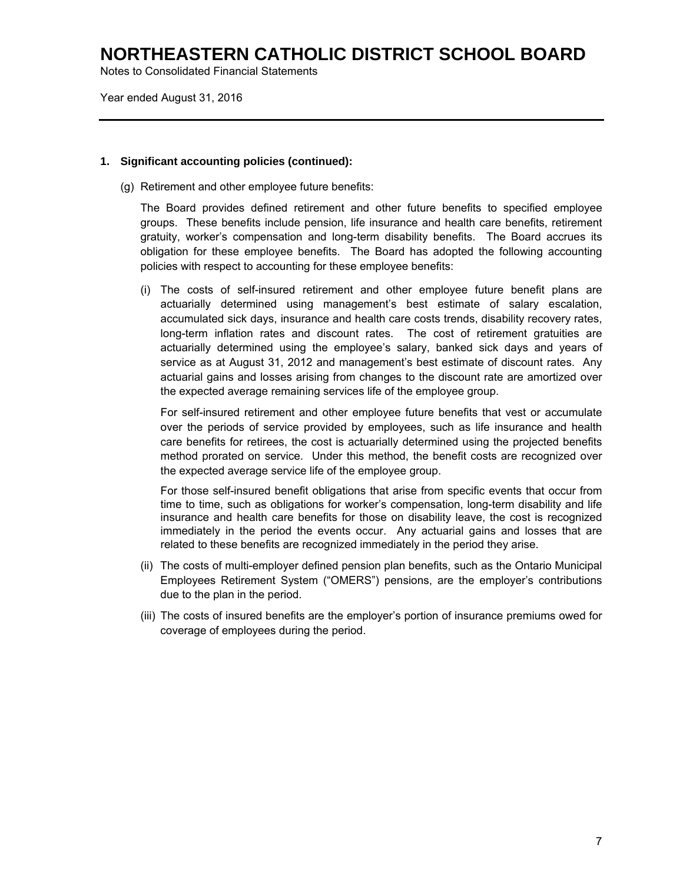# NORTHEASTERN CATHOLIC DISTRICT SCHOOL BOARD

Notes to Consolidated Financial Statements

Year ended August 31, 2016

---

**1. Significant accounting policies (continued):**

(g) Retirement and other employee future benefits:

The Board provides defined retirement and other future benefits to specified employee groups. These benefits include pension, life insurance and health care benefits, retirement gratuity, worker's compensation and long-term disability benefits. The Board accrues its obligation for these employee benefits. The Board has adopted the following accounting policies with respect to accounting for these employee benefits:

(i) The costs of self-insured retirement and other employee future benefit plans are actuarially determined using management's best estimate of salary escalation, accumulated sick days, insurance and health care costs trends, disability recovery rates, long-term inflation rates and discount rates. The cost of retirement gratuities are actuarially determined using the employee's salary, banked sick days and years of service as at August 31, 2012 and management's best estimate of discount rates. Any actuarial gains and losses arising from changes to the discount rate are amortized over the expected average remaining services life of the employee group.

For self-insured retirement and other employee future benefits that vest or accumulate over the periods of service provided by employees, such as life insurance and health care benefits for retirees, the cost is actuarially determined using the projected benefits method prorated on service. Under this method, the benefit costs are recognized over the expected average service life of the employee group.

For those self-insured benefit obligations that arise from specific events that occur from time to time, such as obligations for worker's compensation, long-term disability and life insurance and health care benefits for those on disability leave, the cost is recognized immediately in the period the events occur. Any actuarial gains and losses that are related to these benefits are recognized immediately in the period they arise.

(ii) The costs of multi-employer defined pension plan benefits, such as the Ontario Municipal Employees Retirement System ("OMERS") pensions, are the employer's contributions due to the plan in the period.

(iii) The costs of insured benefits are the employer's portion of insurance premiums owed for coverage of employees during the period.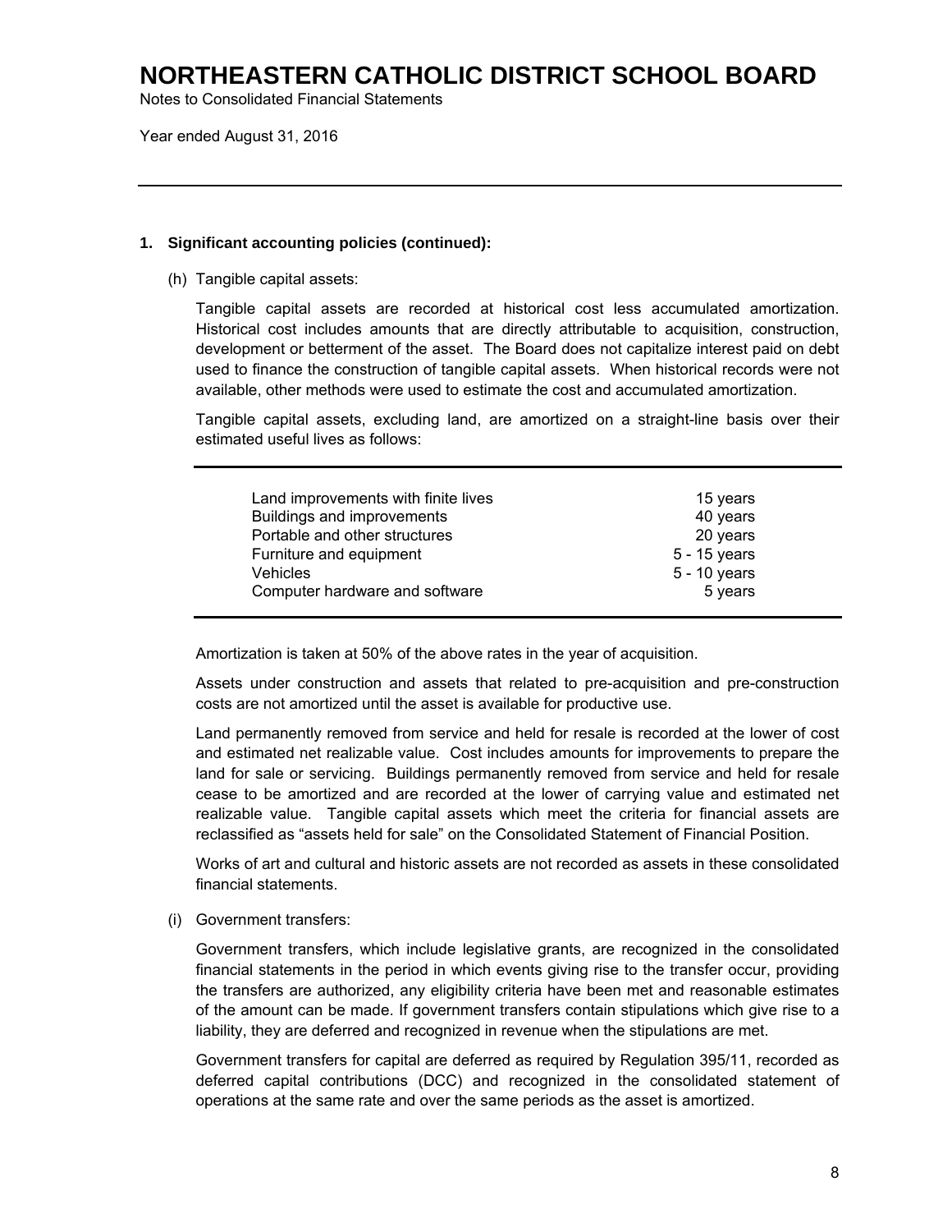# NORTHEASTERN CATHOLIC DISTRICT SCHOOL BOARD

Notes to Consolidated Financial Statements

Year ended August 31, 2016

---

**1. Significant accounting policies (continued):**

(h) Tangible capital assets:

Tangible capital assets are recorded at historical cost less accumulated amortization. Historical cost includes amounts that are directly attributable to acquisition, construction, development or betterment of the asset. The Board does not capitalize interest paid on debt used to finance the construction of tangible capital assets. When historical records were not available, other methods were used to estimate the cost and accumulated amortization.

Tangible capital assets, excluding land, are amortized on a straight-line basis over their estimated useful lives as follows:

| | |
|---|---|
| Land improvements with finite lives | 15 years |
| Buildings and improvements | 40 years |
| Portable and other structures | 20 years |
| Furniture and equipment | 5 - 15 years |
| Vehicles | 5 - 10 years |
| Computer hardware and software | 5 years |

Amortization is taken at 50% of the above rates in the year of acquisition.

Assets under construction and assets that related to pre-acquisition and pre-construction costs are not amortized until the asset is available for productive use.

Land permanently removed from service and held for resale is recorded at the lower of cost and estimated net realizable value. Cost includes amounts for improvements to prepare the land for sale or servicing. Buildings permanently removed from service and held for resale cease to be amortized and are recorded at the lower of carrying value and estimated net realizable value. Tangible capital assets which meet the criteria for financial assets are reclassified as "assets held for sale" on the Consolidated Statement of Financial Position.

Works of art and cultural and historic assets are not recorded as assets in these consolidated financial statements.

(i) Government transfers:

Government transfers, which include legislative grants, are recognized in the consolidated financial statements in the period in which events giving rise to the transfer occur, providing the transfers are authorized, any eligibility criteria have been met and reasonable estimates of the amount can be made. If government transfers contain stipulations which give rise to a liability, they are deferred and recognized in revenue when the stipulations are met.

Government transfers for capital are deferred as required by Regulation 395/11, recorded as deferred capital contributions (DCC) and recognized in the consolidated statement of operations at the same rate and over the same periods as the asset is amortized.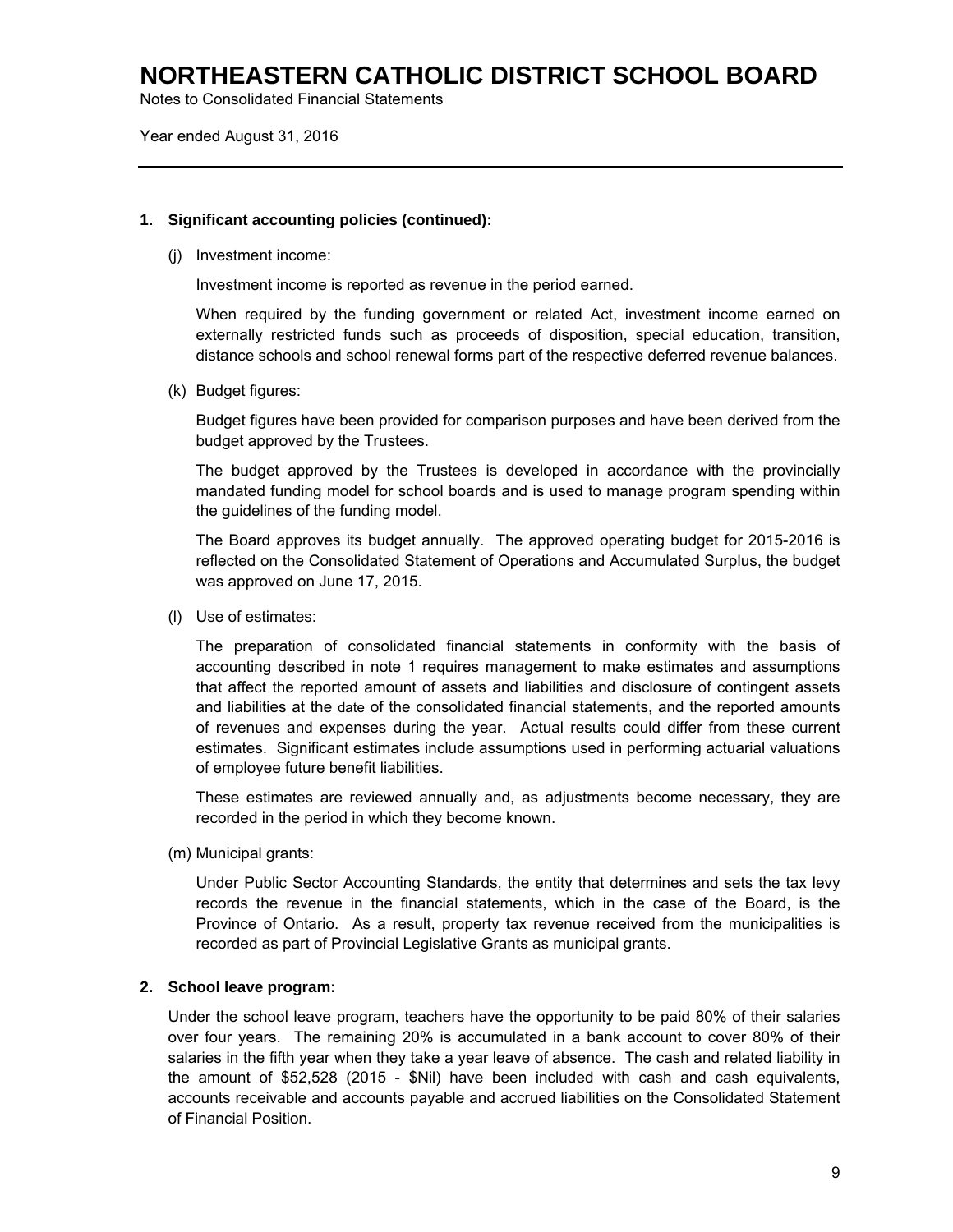# NORTHEASTERN CATHOLIC DISTRICT SCHOOL BOARD

Notes to Consolidated Financial Statements

Year ended August 31, 2016

---

**1. Significant accounting policies (continued):**

(j) Investment income:

Investment income is reported as revenue in the period earned.

When required by the funding government or related Act, investment income earned on externally restricted funds such as proceeds of disposition, special education, transition, distance schools and school renewal forms part of the respective deferred revenue balances.

(k) Budget figures:

Budget figures have been provided for comparison purposes and have been derived from the budget approved by the Trustees.

The budget approved by the Trustees is developed in accordance with the provincially mandated funding model for school boards and is used to manage program spending within the guidelines of the funding model.

The Board approves its budget annually. The approved operating budget for 2015-2016 is reflected on the Consolidated Statement of Operations and Accumulated Surplus, the budget was approved on June 17, 2015.

(l) Use of estimates:

The preparation of consolidated financial statements in conformity with the basis of accounting described in note 1 requires management to make estimates and assumptions that affect the reported amount of assets and liabilities and disclosure of contingent assets and liabilities at the date of the consolidated financial statements, and the reported amounts of revenues and expenses during the year. Actual results could differ from these current estimates. Significant estimates include assumptions used in performing actuarial valuations of employee future benefit liabilities.

These estimates are reviewed annually and, as adjustments become necessary, they are recorded in the period in which they become known.

(m) Municipal grants:

Under Public Sector Accounting Standards, the entity that determines and sets the tax levy records the revenue in the financial statements, which in the case of the Board, is the Province of Ontario. As a result, property tax revenue received from the municipalities is recorded as part of Provincial Legislative Grants as municipal grants.

**2. School leave program:**

Under the school leave program, teachers have the opportunity to be paid 80% of their salaries over four years. The remaining 20% is accumulated in a bank account to cover 80% of their salaries in the fifth year when they take a year leave of absence. The cash and related liability in the amount of $52,528 (2015 - $Nil) have been included with cash and cash equivalents, accounts receivable and accounts payable and accrued liabilities on the Consolidated Statement of Financial Position.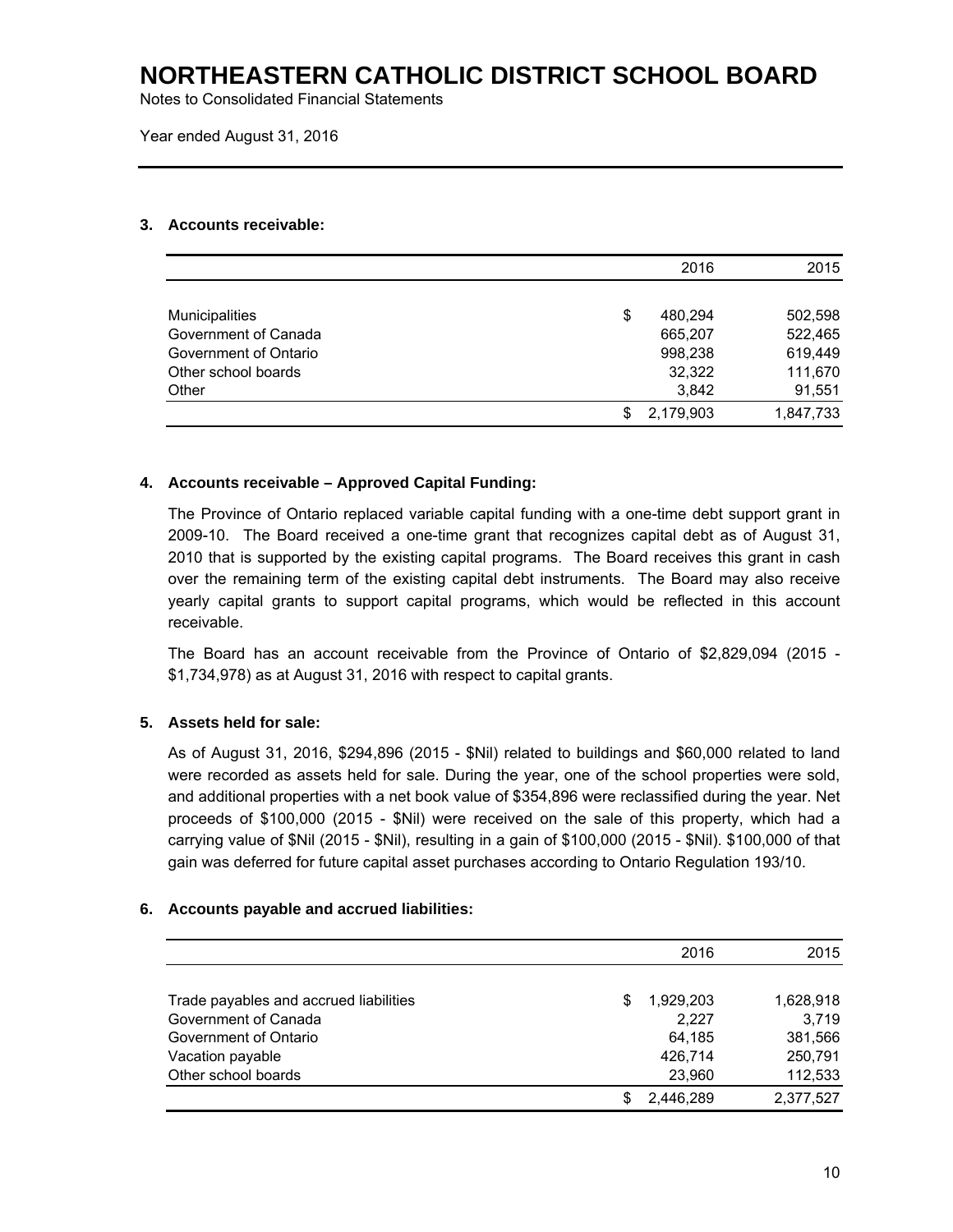# NORTHEASTERN CATHOLIC DISTRICT SCHOOL BOARD

Notes to Consolidated Financial Statements

Year ended August 31, 2016

### 3. Accounts receivable:

| | 2016 | 2015 |
|---|---|---|
| Municipalities | $ 480,294 | 502,598 |
| Government of Canada | 665,207 | 522,465 |
| Government of Ontario | 998,238 | 619,449 |
| Other school boards | 32,322 | 111,670 |
| Other | 3,842 | 91,551 |
| | $ 2,179,903 | 1,847,733 |

### 4. Accounts receivable – Approved Capital Funding:

The Province of Ontario replaced variable capital funding with a one-time debt support grant in 2009-10. The Board received a one-time grant that recognizes capital debt as of August 31, 2010 that is supported by the existing capital programs. The Board receives this grant in cash over the remaining term of the existing capital debt instruments. The Board may also receive yearly capital grants to support capital programs, which would be reflected in this account receivable.

The Board has an account receivable from the Province of Ontario of $2,829,094 (2015 - $1,734,978) as at August 31, 2016 with respect to capital grants.

### 5. Assets held for sale:

As of August 31, 2016, $294,896 (2015 - $Nil) related to buildings and $60,000 related to land were recorded as assets held for sale. During the year, one of the school properties were sold, and additional properties with a net book value of $354,896 were reclassified during the year. Net proceeds of $100,000 (2015 - $Nil) were received on the sale of this property, which had a carrying value of $Nil (2015 - $Nil), resulting in a gain of $100,000 (2015 - $Nil). $100,000 of that gain was deferred for future capital asset purchases according to Ontario Regulation 193/10.

### 6. Accounts payable and accrued liabilities:

| | 2016 | 2015 |
|---|---|---|
| Trade payables and accrued liabilities | $ 1,929,203 | 1,628,918 |
| Government of Canada | 2,227 | 3,719 |
| Government of Ontario | 64,185 | 381,566 |
| Vacation payable | 426,714 | 250,791 |
| Other school boards | 23,960 | 112,533 |
| | $ 2,446,289 | 2,377,527 |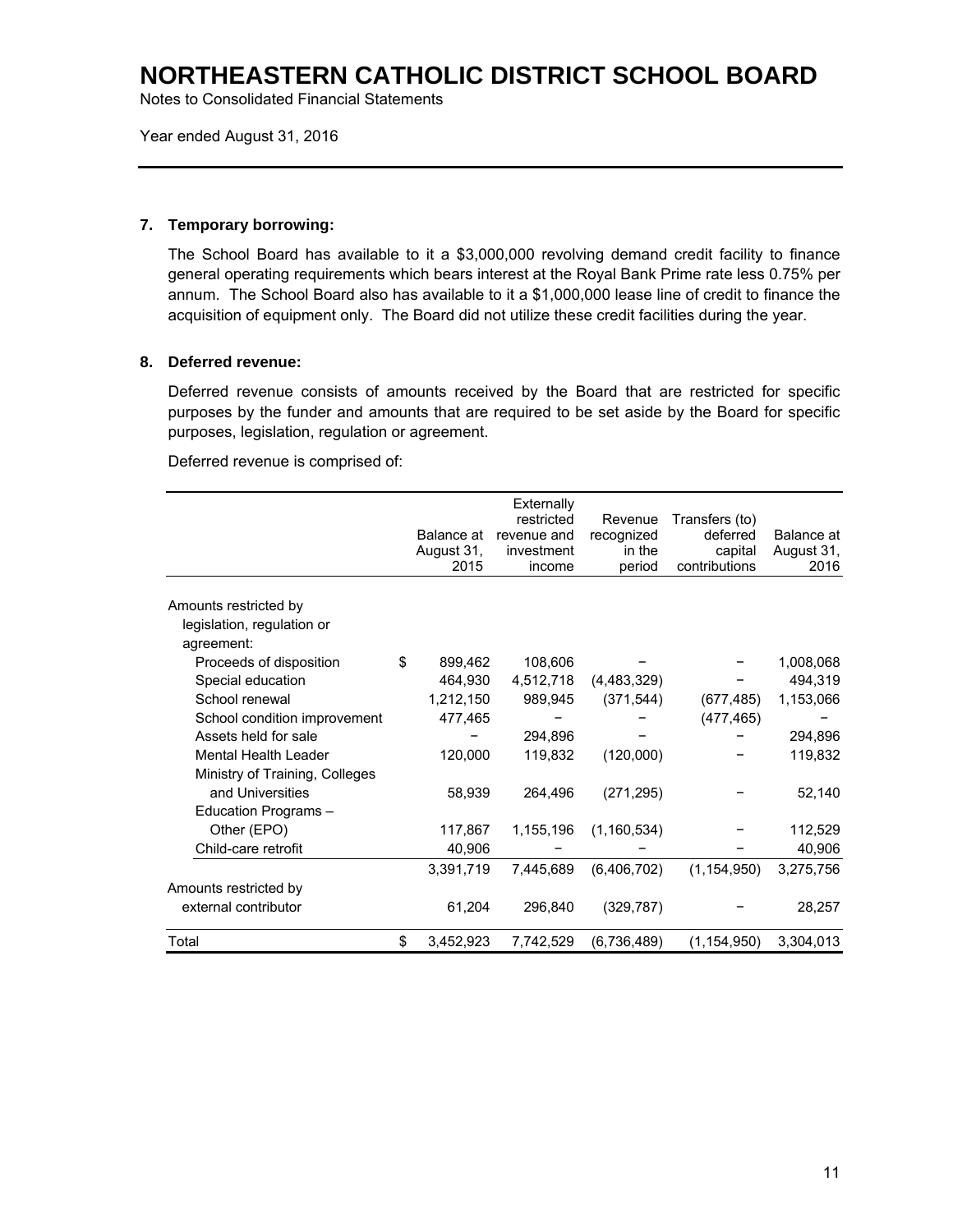# NORTHEASTERN CATHOLIC DISTRICT SCHOOL BOARD

Notes to Consolidated Financial Statements

Year ended August 31, 2016

---

**7. Temporary borrowing:**

The School Board has available to it a $3,000,000 revolving demand credit facility to finance general operating requirements which bears interest at the Royal Bank Prime rate less 0.75% per annum. The School Board also has available to it a $1,000,000 lease line of credit to finance the acquisition of equipment only. The Board did not utilize these credit facilities during the year.

**8. Deferred revenue:**

Deferred revenue consists of amounts received by the Board that are restricted for specific purposes by the funder and amounts that are required to be set aside by the Board for specific purposes, legislation, regulation or agreement.

Deferred revenue is comprised of:

| | Balance at August 31, 2015 | Externally restricted revenue and investment income | Revenue recognized in the period | Transfers (to) deferred capital contributions | Balance at August 31, 2016 |
|---|---|---|---|---|---|
| Amounts restricted by legislation, regulation or agreement: | | | | | |
| Proceeds of disposition | $ 899,462 | 108,606 | – | – | 1,008,068 |
| Special education | 464,930 | 4,512,718 | (4,483,329) | – | 494,319 |
| School renewal | 1,212,150 | 989,945 | (371,544) | (677,485) | 1,153,066 |
| School condition improvement | 477,465 | – | – | (477,465) | – |
| Assets held for sale | – | 294,896 | – | – | 294,896 |
| Mental Health Leader | 120,000 | 119,832 | (120,000) | – | 119,832 |
| Ministry of Training, Colleges and Universities | 58,939 | 264,496 | (271,295) | – | 52,140 |
| Education Programs – Other (EPO) | 117,867 | 1,155,196 | (1,160,534) | – | 112,529 |
| Child-care retrofit | 40,906 | – | – | – | 40,906 |
| | 3,391,719 | 7,445,689 | (6,406,702) | (1,154,950) | 3,275,756 |
| Amounts restricted by external contributor | 61,204 | 296,840 | (329,787) | – | 28,257 |
| Total | $ 3,452,923 | 7,742,529 | (6,736,489) | (1,154,950) | 3,304,013 |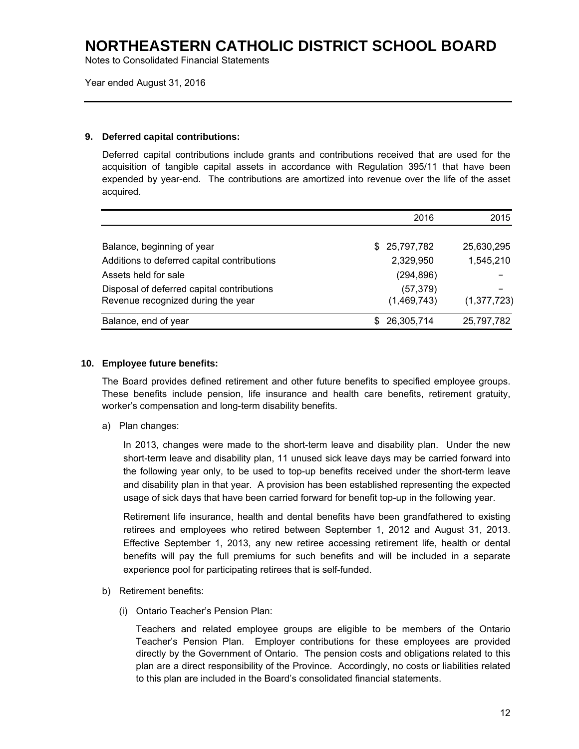# NORTHEASTERN CATHOLIC DISTRICT SCHOOL BOARD

Notes to Consolidated Financial Statements

Year ended August 31, 2016

## 9. Deferred capital contributions:

Deferred capital contributions include grants and contributions received that are used for the acquisition of tangible capital assets in accordance with Regulation 395/11 that have been expended by year-end. The contributions are amortized into revenue over the life of the asset acquired.

| | 2016 | 2015 |
|---|---|---|
| Balance, beginning of year | $ 25,797,782 | 25,630,295 |
| Additions to deferred capital contributions | 2,329,950 | 1,545,210 |
| Assets held for sale | (294,896) | – |
| Disposal of deferred capital contributions | (57,379) | – |
| Revenue recognized during the year | (1,469,743) | (1,377,723) |
| Balance, end of year | $ 26,305,714 | 25,797,782 |

## 10. Employee future benefits:

The Board provides defined retirement and other future benefits to specified employee groups. These benefits include pension, life insurance and health care benefits, retirement gratuity, worker's compensation and long-term disability benefits.

a) Plan changes:

In 2013, changes were made to the short-term leave and disability plan. Under the new short-term leave and disability plan, 11 unused sick leave days may be carried forward into the following year only, to be used to top-up benefits received under the short-term leave and disability plan in that year. A provision has been established representing the expected usage of sick days that have been carried forward for benefit top-up in the following year.

Retirement life insurance, health and dental benefits have been grandfathered to existing retirees and employees who retired between September 1, 2012 and August 31, 2013. Effective September 1, 2013, any new retiree accessing retirement life, health or dental benefits will pay the full premiums for such benefits and will be included in a separate experience pool for participating retirees that is self-funded.

b) Retirement benefits:

(i) Ontario Teacher's Pension Plan:

Teachers and related employee groups are eligible to be members of the Ontario Teacher's Pension Plan. Employer contributions for these employees are provided directly by the Government of Ontario. The pension costs and obligations related to this plan are a direct responsibility of the Province. Accordingly, no costs or liabilities related to this plan are included in the Board's consolidated financial statements.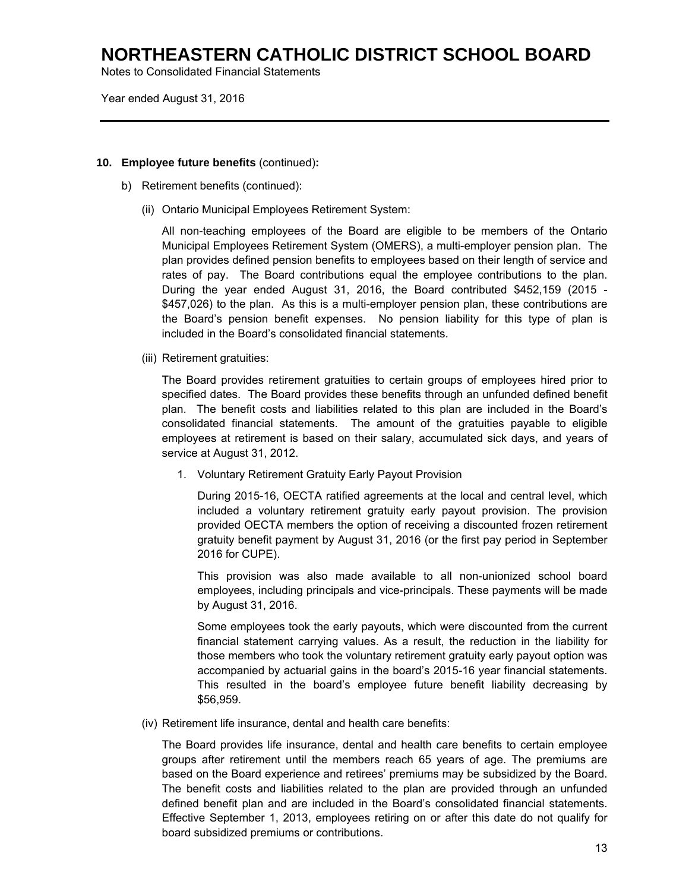# NORTHEASTERN CATHOLIC DISTRICT SCHOOL BOARD

Notes to Consolidated Financial Statements

Year ended August 31, 2016

---

**10. Employee future benefits** (continued)**:**

b) Retirement benefits (continued):

(ii) Ontario Municipal Employees Retirement System:

All non-teaching employees of the Board are eligible to be members of the Ontario Municipal Employees Retirement System (OMERS), a multi-employer pension plan. The plan provides defined pension benefits to employees based on their length of service and rates of pay. The Board contributions equal the employee contributions to the plan. During the year ended August 31, 2016, the Board contributed $452,159 (2015 - $457,026) to the plan. As this is a multi-employer pension plan, these contributions are the Board's pension benefit expenses. No pension liability for this type of plan is included in the Board's consolidated financial statements.

(iii) Retirement gratuities:

The Board provides retirement gratuities to certain groups of employees hired prior to specified dates. The Board provides these benefits through an unfunded defined benefit plan. The benefit costs and liabilities related to this plan are included in the Board's consolidated financial statements. The amount of the gratuities payable to eligible employees at retirement is based on their salary, accumulated sick days, and years of service at August 31, 2012.

1. Voluntary Retirement Gratuity Early Payout Provision

   During 2015-16, OECTA ratified agreements at the local and central level, which included a voluntary retirement gratuity early payout provision. The provision provided OECTA members the option of receiving a discounted frozen retirement gratuity benefit payment by August 31, 2016 (or the first pay period in September 2016 for CUPE).

   This provision was also made available to all non-unionized school board employees, including principals and vice-principals. These payments will be made by August 31, 2016.

   Some employees took the early payouts, which were discounted from the current financial statement carrying values. As a result, the reduction in the liability for those members who took the voluntary retirement gratuity early payout option was accompanied by actuarial gains in the board's 2015-16 year financial statements. This resulted in the board's employee future benefit liability decreasing by $56,959.

(iv) Retirement life insurance, dental and health care benefits:

The Board provides life insurance, dental and health care benefits to certain employee groups after retirement until the members reach 65 years of age. The premiums are based on the Board experience and retirees' premiums may be subsidized by the Board. The benefit costs and liabilities related to the plan are provided through an unfunded defined benefit plan and are included in the Board's consolidated financial statements. Effective September 1, 2013, employees retiring on or after this date do not qualify for board subsidized premiums or contributions.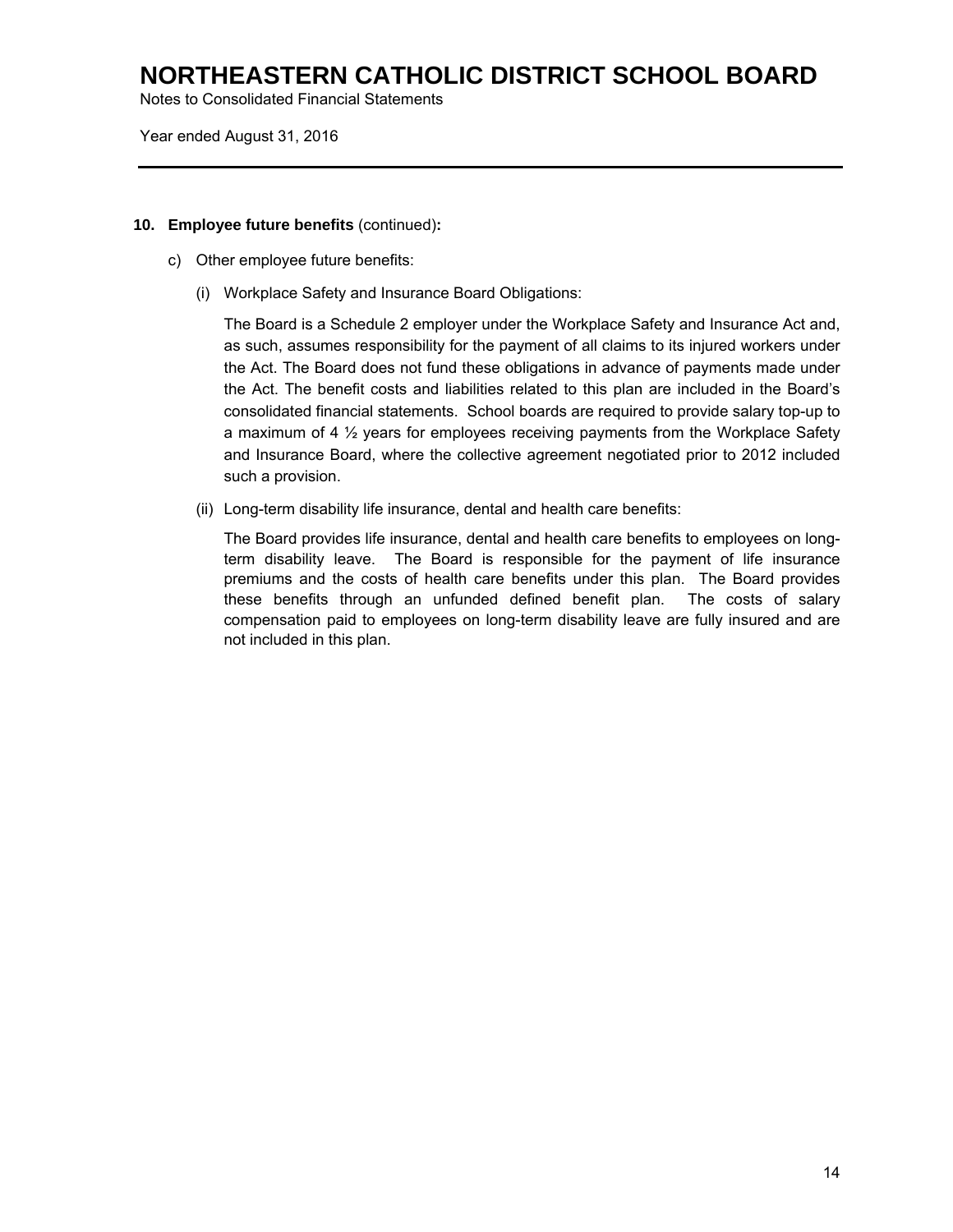# NORTHEASTERN CATHOLIC DISTRICT SCHOOL BOARD

Notes to Consolidated Financial Statements

Year ended August 31, 2016

---

**10. Employee future benefits** (continued)**:**

c) Other employee future benefits:

(i) Workplace Safety and Insurance Board Obligations:

The Board is a Schedule 2 employer under the Workplace Safety and Insurance Act and, as such, assumes responsibility for the payment of all claims to its injured workers under the Act. The Board does not fund these obligations in advance of payments made under the Act. The benefit costs and liabilities related to this plan are included in the Board's consolidated financial statements. School boards are required to provide salary top-up to a maximum of 4 ½ years for employees receiving payments from the Workplace Safety and Insurance Board, where the collective agreement negotiated prior to 2012 included such a provision.

(ii) Long-term disability life insurance, dental and health care benefits:

The Board provides life insurance, dental and health care benefits to employees on long-term disability leave. The Board is responsible for the payment of life insurance premiums and the costs of health care benefits under this plan. The Board provides these benefits through an unfunded defined benefit plan. The costs of salary compensation paid to employees on long-term disability leave are fully insured and are not included in this plan.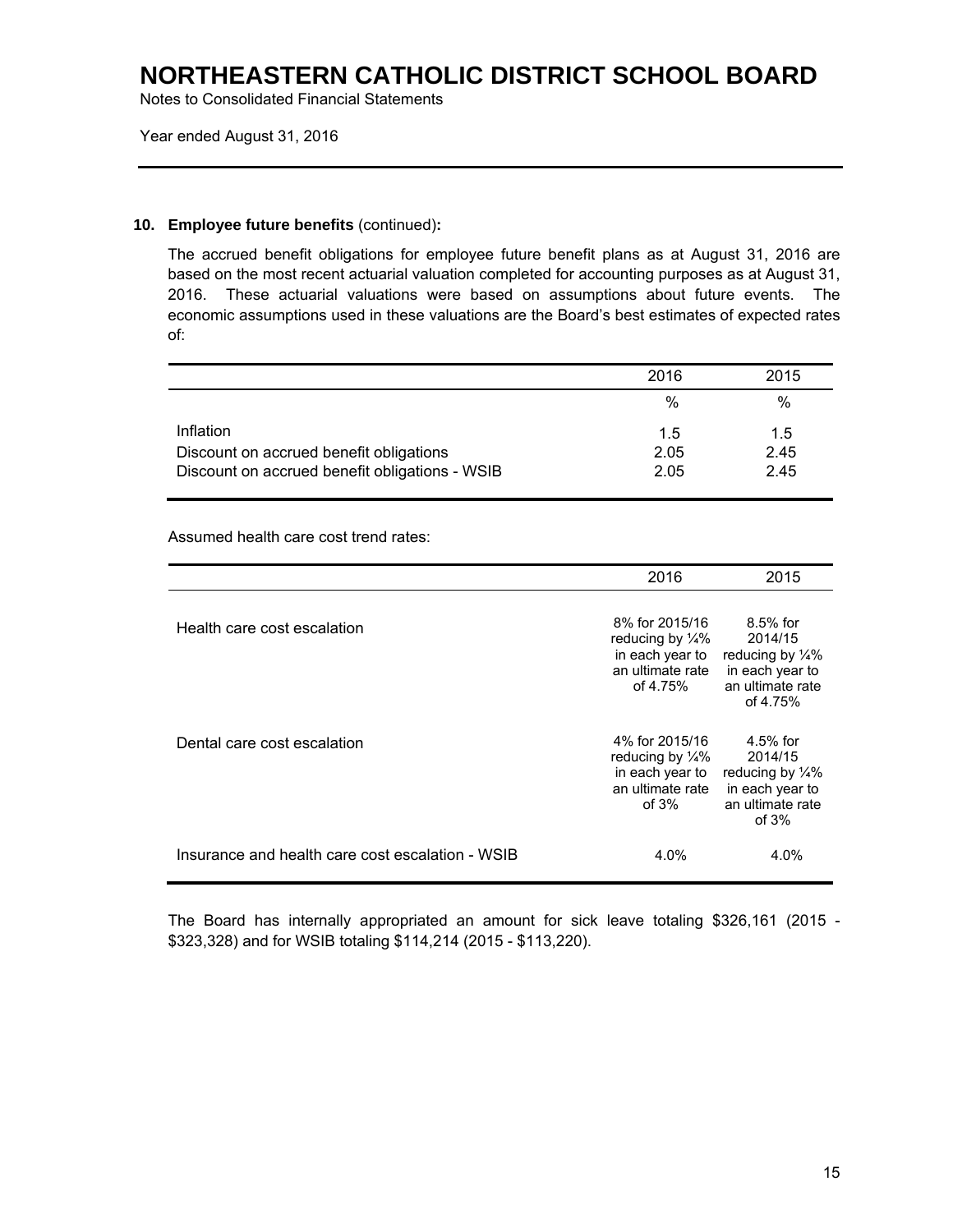# NORTHEASTERN CATHOLIC DISTRICT SCHOOL BOARD

Notes to Consolidated Financial Statements

Year ended August 31, 2016

**10. Employee future benefits** (continued)**:**

The accrued benefit obligations for employee future benefit plans as at August 31, 2016 are based on the most recent actuarial valuation completed for accounting purposes as at August 31, 2016. These actuarial valuations were based on assumptions about future events. The economic assumptions used in these valuations are the Board's best estimates of expected rates of:

| | 2016 | 2015 |
|---|---|---|
| | % | % |
| Inflation | 1.5 | 1.5 |
| Discount on accrued benefit obligations | 2.05 | 2.45 |
| Discount on accrued benefit obligations - WSIB | 2.05 | 2.45 |

Assumed health care cost trend rates:

| | 2016 | 2015 |
|---|---|---|
| Health care cost escalation | 8% for 2015/16 reducing by ¼% in each year to an ultimate rate of 4.75% | 8.5% for 2014/15 reducing by ¼% in each year to an ultimate rate of 4.75% |
| Dental care cost escalation | 4% for 2015/16 reducing by ¼% in each year to an ultimate rate of 3% | 4.5% for 2014/15 reducing by ¼% in each year to an ultimate rate of 3% |
| Insurance and health care cost escalation - WSIB | 4.0% | 4.0% |

The Board has internally appropriated an amount for sick leave totaling $326,161 (2015 - $323,328) and for WSIB totaling $114,214 (2015 - $113,220).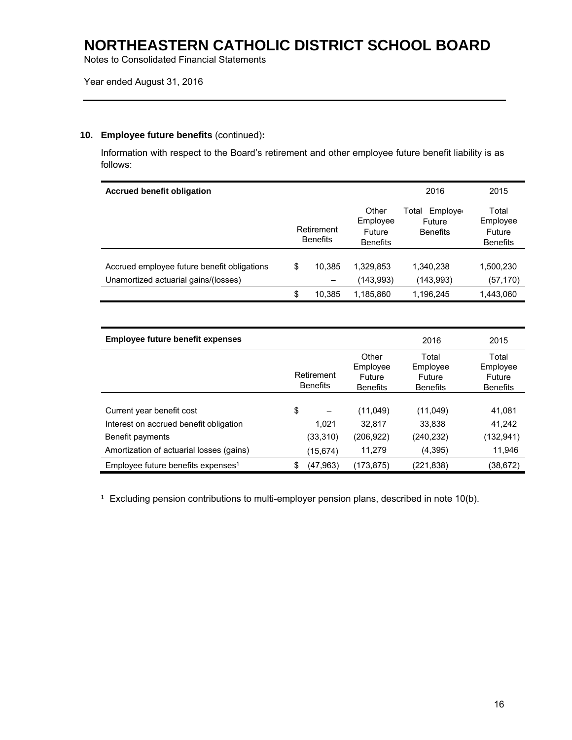# NORTHEASTERN CATHOLIC DISTRICT SCHOOL BOARD

Notes to Consolidated Financial Statements

Year ended August 31, 2016

**10. Employee future benefits** (continued)**:**

Information with respect to the Board's retirement and other employee future benefit liability is as follows:

| **Accrued benefit obligation** | | | 2016 | 2015 |
|---|---|---|---|---|
| | Retirement Benefits | Other Employee Future Benefits | Total Employee Future Benefits | Total Employee Future Benefits |
| Accrued employee future benefit obligations | $ 10,385 | 1,329,853 | 1,340,238 | 1,500,230 |
| Unamortized actuarial gains/(losses) | – | (143,993) | (143,993) | (57,170) |
| | $ 10,385 | 1,185,860 | 1,196,245 | 1,443,060 |

| **Employee future benefit expenses** | | | 2016 | 2015 |
|---|---|---|---|---|
| | Retirement Benefits | Other Employee Future Benefits | Total Employee Future Benefits | Total Employee Future Benefits |
| Current year benefit cost | $ – | (11,049) | (11,049) | 41,081 |
| Interest on accrued benefit obligation | 1,021 | 32,817 | 33,838 | 41,242 |
| Benefit payments | (33,310) | (206,922) | (240,232) | (132,941) |
| Amortization of actuarial losses (gains) | (15,674) | 11,279 | (4,395) | 11,946 |
| Employee future benefits expenses[1] | $ (47,963) | (173,875) | (221,838) | (38,672) |

[1] Excluding pension contributions to multi-employer pension plans, described in note 10(b).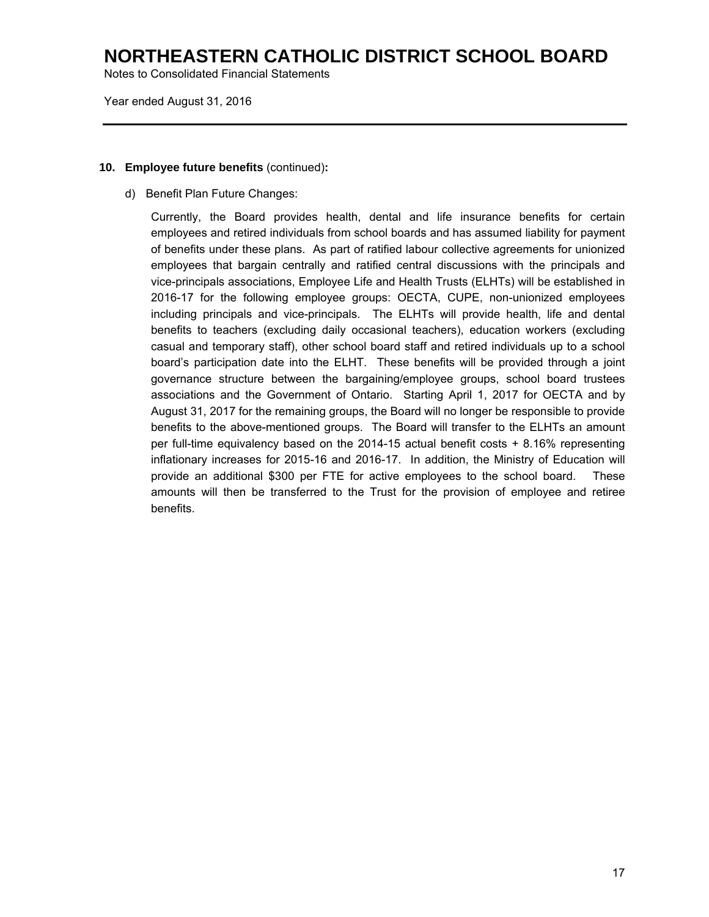# NORTHEASTERN CATHOLIC DISTRICT SCHOOL BOARD

Notes to Consolidated Financial Statements

Year ended August 31, 2016

---

**10. Employee future benefits** (continued)**:**

d) Benefit Plan Future Changes:

Currently, the Board provides health, dental and life insurance benefits for certain employees and retired individuals from school boards and has assumed liability for payment of benefits under these plans. As part of ratified labour collective agreements for unionized employees that bargain centrally and ratified central discussions with the principals and vice-principals associations, Employee Life and Health Trusts (ELHTs) will be established in 2016-17 for the following employee groups: OECTA, CUPE, non-unionized employees including principals and vice-principals. The ELHTs will provide health, life and dental benefits to teachers (excluding daily occasional teachers), education workers (excluding casual and temporary staff), other school board staff and retired individuals up to a school board's participation date into the ELHT. These benefits will be provided through a joint governance structure between the bargaining/employee groups, school board trustees associations and the Government of Ontario. Starting April 1, 2017 for OECTA and by August 31, 2017 for the remaining groups, the Board will no longer be responsible to provide benefits to the above-mentioned groups. The Board will transfer to the ELHTs an amount per full-time equivalency based on the 2014-15 actual benefit costs + 8.16% representing inflationary increases for 2015-16 and 2016-17. In addition, the Ministry of Education will provide an additional $300 per FTE for active employees to the school board. These amounts will then be transferred to the Trust for the provision of employee and retiree benefits.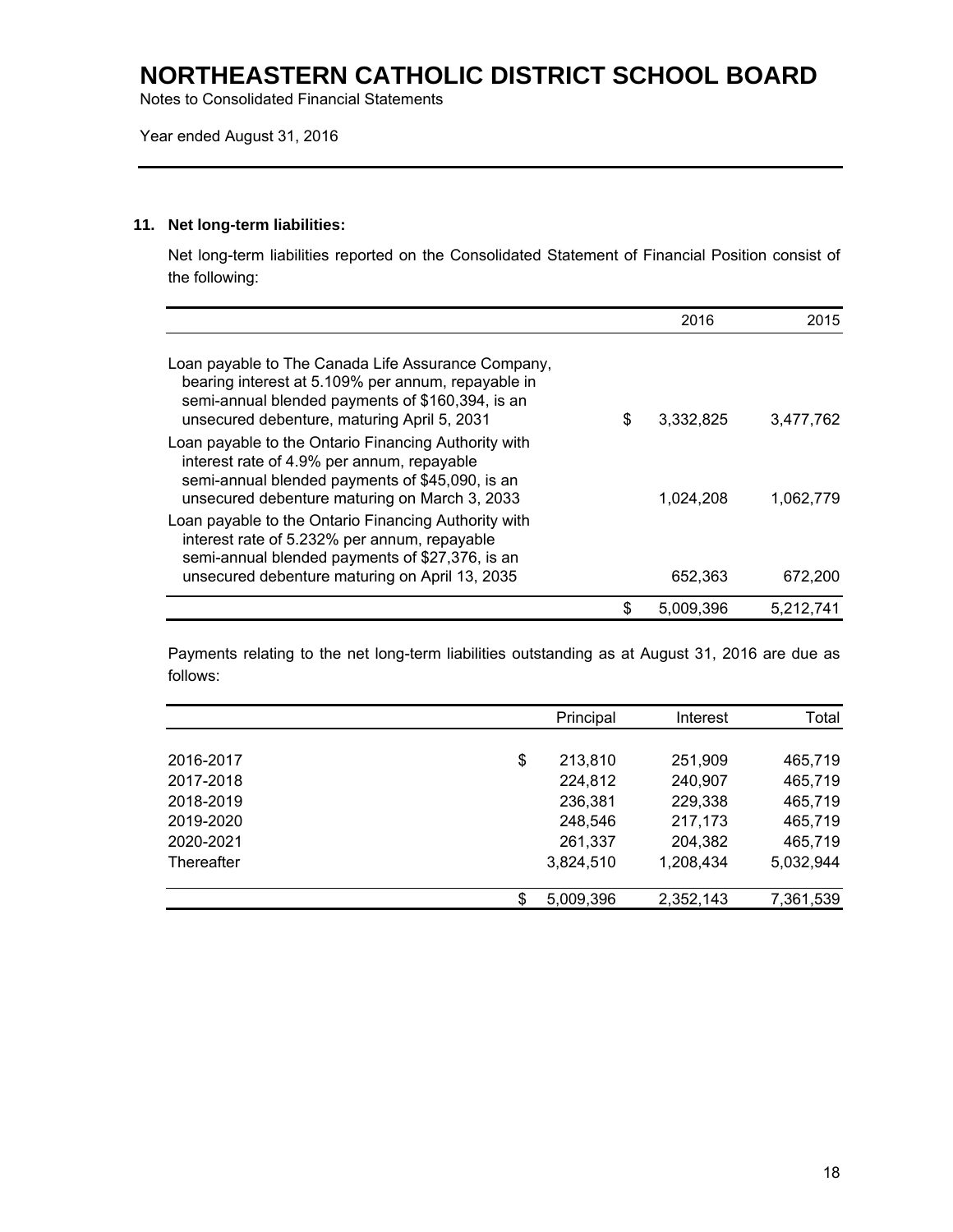# NORTHEASTERN CATHOLIC DISTRICT SCHOOL BOARD

Notes to Consolidated Financial Statements

Year ended August 31, 2016

## 11. Net long-term liabilities:

Net long-term liabilities reported on the Consolidated Statement of Financial Position consist of the following:

| | 2016 | 2015 |
|---|---|---|
| Loan payable to The Canada Life Assurance Company, bearing interest at 5.109% per annum, repayable in semi-annual blended payments of $160,394, is an unsecured debenture, maturing April 5, 2031 | $ 3,332,825 | 3,477,762 |
| Loan payable to the Ontario Financing Authority with interest rate of 4.9% per annum, repayable semi-annual blended payments of $45,090, is an unsecured debenture maturing on March 3, 2033 | 1,024,208 | 1,062,779 |
| Loan payable to the Ontario Financing Authority with interest rate of 5.232% per annum, repayable semi-annual blended payments of $27,376, is an unsecured debenture maturing on April 13, 2035 | 652,363 | 672,200 |
| | $ 5,009,396 | 5,212,741 |

Payments relating to the net long-term liabilities outstanding as at August 31, 2016 are due as follows:

| | Principal | Interest | Total |
|---|---|---|---|
| 2016-2017 | $ 213,810 | 251,909 | 465,719 |
| 2017-2018 | 224,812 | 240,907 | 465,719 |
| 2018-2019 | 236,381 | 229,338 | 465,719 |
| 2019-2020 | 248,546 | 217,173 | 465,719 |
| 2020-2021 | 261,337 | 204,382 | 465,719 |
| Thereafter | 3,824,510 | 1,208,434 | 5,032,944 |
| | $ 5,009,396 | 2,352,143 | 7,361,539 |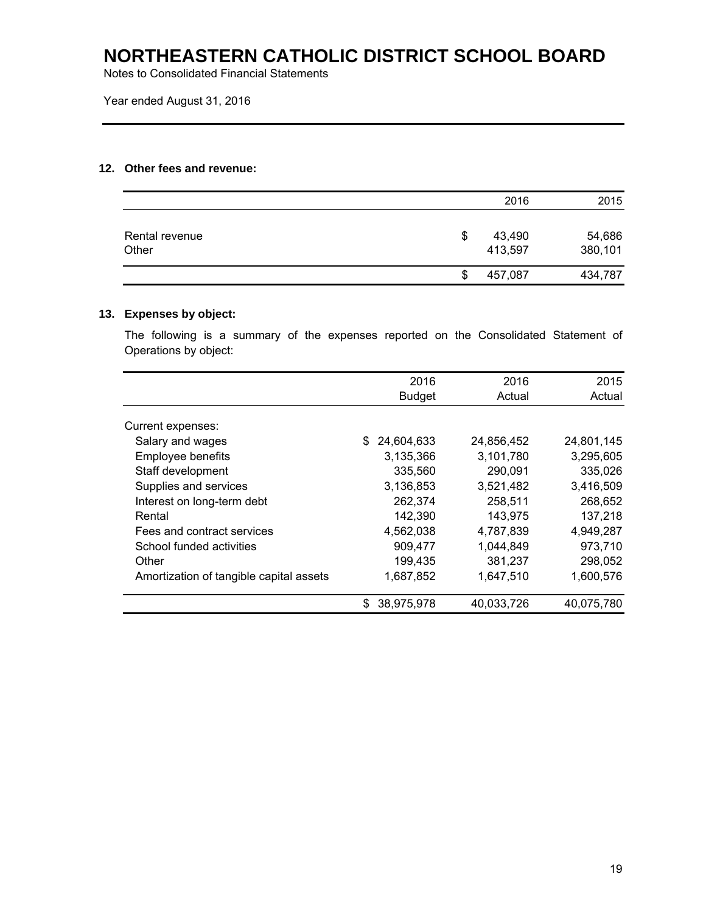# NORTHEASTERN CATHOLIC DISTRICT SCHOOL BOARD

Notes to Consolidated Financial Statements

Year ended August 31, 2016

### 12. Other fees and revenue:

| | 2016 | 2015 |
|---|---|---|
| Rental revenue | $ 43,490 | 54,686 |
| Other | 413,597 | 380,101 |
| | $ 457,087 | 434,787 |

### 13. Expenses by object:

The following is a summary of the expenses reported on the Consolidated Statement of Operations by object:

| | 2016 Budget | 2016 Actual | 2015 Actual |
|---|---|---|---|
| Current expenses: | | | |
| Salary and wages | $ 24,604,633 | 24,856,452 | 24,801,145 |
| Employee benefits | 3,135,366 | 3,101,780 | 3,295,605 |
| Staff development | 335,560 | 290,091 | 335,026 |
| Supplies and services | 3,136,853 | 3,521,482 | 3,416,509 |
| Interest on long-term debt | 262,374 | 258,511 | 268,652 |
| Rental | 142,390 | 143,975 | 137,218 |
| Fees and contract services | 4,562,038 | 4,787,839 | 4,949,287 |
| School funded activities | 909,477 | 1,044,849 | 973,710 |
| Other | 199,435 | 381,237 | 298,052 |
| Amortization of tangible capital assets | 1,687,852 | 1,647,510 | 1,600,576 |
| | $ 38,975,978 | 40,033,726 | 40,075,780 |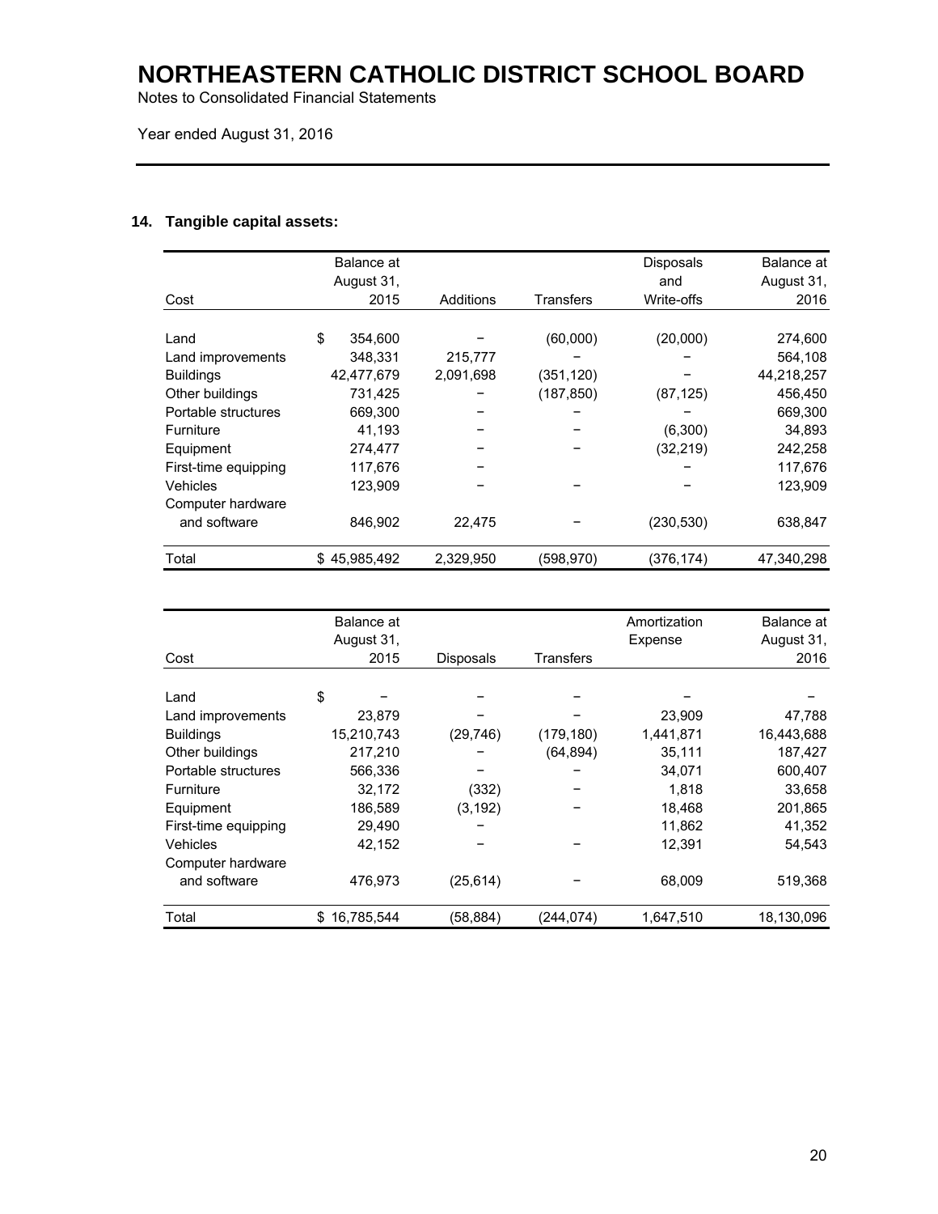# NORTHEASTERN CATHOLIC DISTRICT SCHOOL BOARD

Notes to Consolidated Financial Statements

Year ended August 31, 2016

## 14. Tangible capital assets:

| Cost | Balance at August 31, 2015 | Additions | Transfers | Disposals and Write-offs | Balance at August 31, 2016 |
|---|---|---|---|---|---|
| Land | $ 354,600 | – | (60,000) | (20,000) | 274,600 |
| Land improvements | 348,331 | 215,777 | – | – | 564,108 |
| Buildings | 42,477,679 | 2,091,698 | (351,120) | – | 44,218,257 |
| Other buildings | 731,425 | – | (187,850) | (87,125) | 456,450 |
| Portable structures | 669,300 | – | – | – | 669,300 |
| Furniture | 41,193 | – | – | (6,300) | 34,893 |
| Equipment | 274,477 | – | – | (32,219) | 242,258 |
| First-time equipping | 117,676 | – | | – | 117,676 |
| Vehicles | 123,909 | – | – | – | 123,909 |
| Computer hardware and software | 846,902 | 22,475 | – | (230,530) | 638,847 |
| Total | $ 45,985,492 | 2,329,950 | (598,970) | (376,174) | 47,340,298 |

| Cost | Balance at August 31, 2015 | Disposals | Transfers | Amortization Expense | Balance at August 31, 2016 |
|---|---|---|---|---|---|
| Land | $ – | – | – | – | – |
| Land improvements | 23,879 | – | – | 23,909 | 47,788 |
| Buildings | 15,210,743 | (29,746) | (179,180) | 1,441,871 | 16,443,688 |
| Other buildings | 217,210 | – | (64,894) | 35,111 | 187,427 |
| Portable structures | 566,336 | – | – | 34,071 | 600,407 |
| Furniture | 32,172 | (332) | – | 1,818 | 33,658 |
| Equipment | 186,589 | (3,192) | – | 18,468 | 201,865 |
| First-time equipping | 29,490 | – | | 11,862 | 41,352 |
| Vehicles | 42,152 | – | – | 12,391 | 54,543 |
| Computer hardware and software | 476,973 | (25,614) | – | 68,009 | 519,368 |
| Total | $ 16,785,544 | (58,884) | (244,074) | 1,647,510 | 18,130,096 |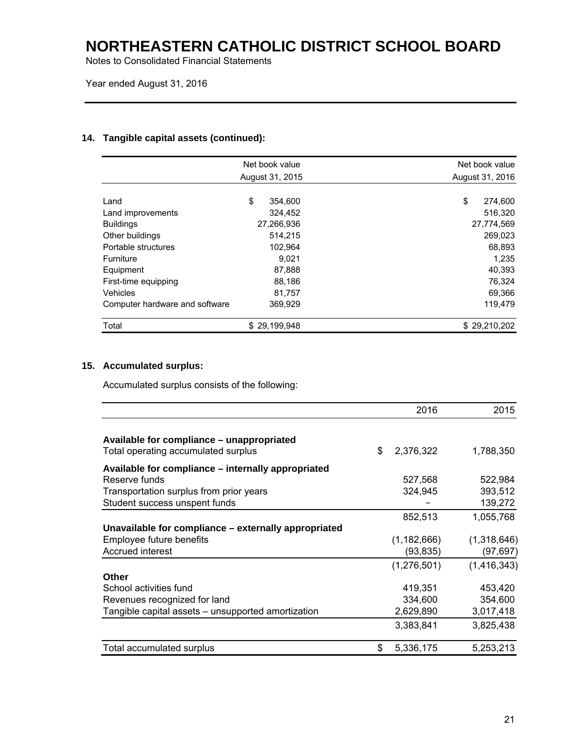# NORTHEASTERN CATHOLIC DISTRICT SCHOOL BOARD

Notes to Consolidated Financial Statements

Year ended August 31, 2016

## 14. Tangible capital assets (continued):

| | Net book value August 31, 2015 | Net book value August 31, 2016 |
|---|---|---|
| Land | $ 354,600 | $ 274,600 |
| Land improvements | 324,452 | 516,320 |
| Buildings | 27,266,936 | 27,774,569 |
| Other buildings | 514,215 | 269,023 |
| Portable structures | 102,964 | 68,893 |
| Furniture | 9,021 | 1,235 |
| Equipment | 87,888 | 40,393 |
| First-time equipping | 88,186 | 76,324 |
| Vehicles | 81,757 | 69,366 |
| Computer hardware and software | 369,929 | 119,479 |
| Total | $ 29,199,948 | $ 29,210,202 |

## 15. Accumulated surplus:

Accumulated surplus consists of the following:

| | 2016 | 2015 |
|---|---|---|
| **Available for compliance – unappropriated** | | |
| Total operating accumulated surplus | $ 2,376,322 | 1,788,350 |
| **Available for compliance – internally appropriated** | | |
| Reserve funds | 527,568 | 522,984 |
| Transportation surplus from prior years | 324,945 | 393,512 |
| Student success unspent funds | – | 139,272 |
| | 852,513 | 1,055,768 |
| **Unavailable for compliance – externally appropriated** | | |
| Employee future benefits | (1,182,666) | (1,318,646) |
| Accrued interest | (93,835) | (97,697) |
| | (1,276,501) | (1,416,343) |
| **Other** | | |
| School activities fund | 419,351 | 453,420 |
| Revenues recognized for land | 334,600 | 354,600 |
| Tangible capital assets – unsupported amortization | 2,629,890 | 3,017,418 |
| | 3,383,841 | 3,825,438 |
| Total accumulated surplus | $ 5,336,175 | 5,253,213 |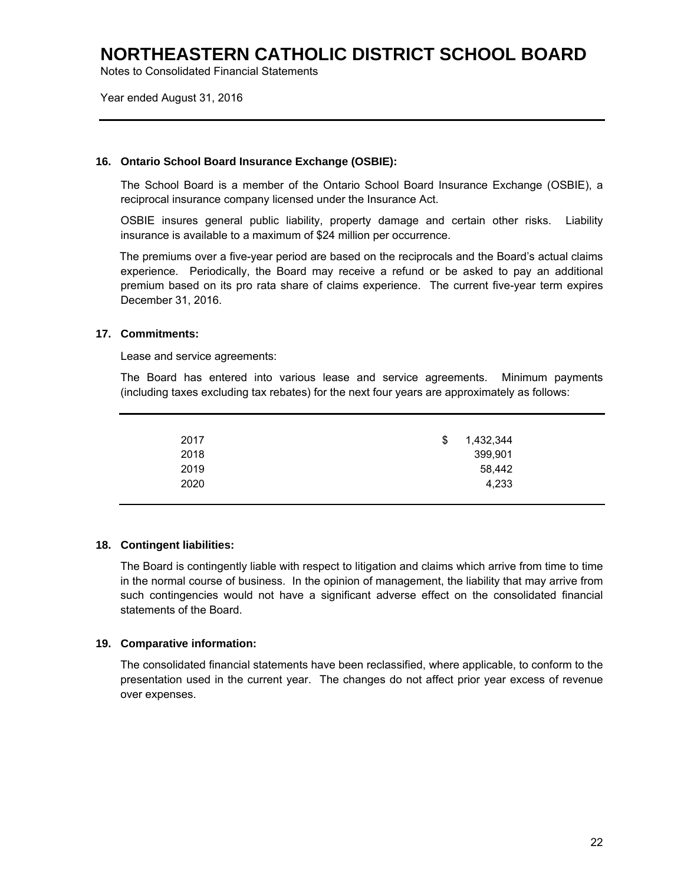# NORTHEASTERN CATHOLIC DISTRICT SCHOOL BOARD

Notes to Consolidated Financial Statements

Year ended August 31, 2016

**16. Ontario School Board Insurance Exchange (OSBIE):**

The School Board is a member of the Ontario School Board Insurance Exchange (OSBIE), a reciprocal insurance company licensed under the Insurance Act.

OSBIE insures general public liability, property damage and certain other risks. Liability insurance is available to a maximum of $24 million per occurrence.

The premiums over a five-year period are based on the reciprocals and the Board's actual claims experience. Periodically, the Board may receive a refund or be asked to pay an additional premium based on its pro rata share of claims experience. The current five-year term expires December 31, 2016.

**17. Commitments:**

Lease and service agreements:

The Board has entered into various lease and service agreements. Minimum payments (including taxes excluding tax rebates) for the next four years are approximately as follows:

| | |
|---|---|
| 2017 | $ 1,432,344 |
| 2018 | 399,901 |
| 2019 | 58,442 |
| 2020 | 4,233 |

**18. Contingent liabilities:**

The Board is contingently liable with respect to litigation and claims which arrive from time to time in the normal course of business. In the opinion of management, the liability that may arrive from such contingencies would not have a significant adverse effect on the consolidated financial statements of the Board.

**19. Comparative information:**

The consolidated financial statements have been reclassified, where applicable, to conform to the presentation used in the current year. The changes do not affect prior year excess of revenue over expenses.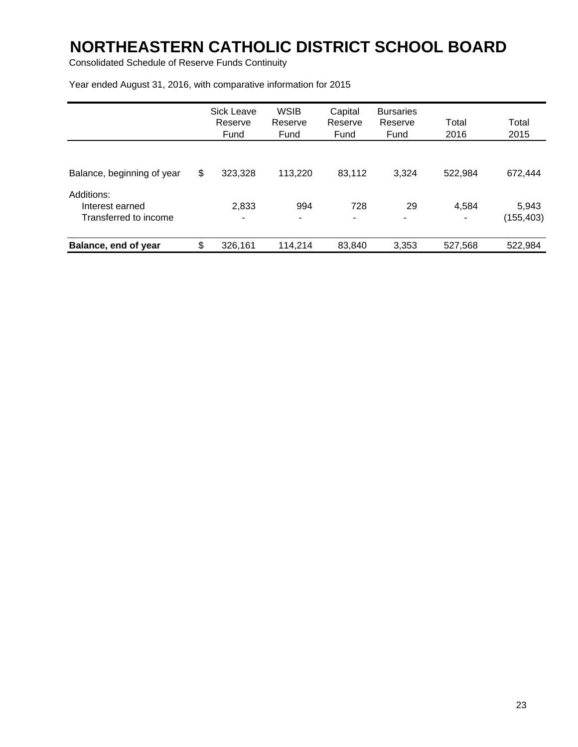# NORTHEASTERN CATHOLIC DISTRICT SCHOOL BOARD

Consolidated Schedule of Reserve Funds Continuity

Year ended August 31, 2016, with comparative information for 2015

| | | Sick Leave Reserve Fund | WSIB Reserve Fund | Capital Reserve Fund | Bursaries Reserve Fund | Total 2016 | Total 2015 |
|---|---|---|---|---|---|---|---|
| Balance, beginning of year | $ | 323,328 | 113,220 | 83,112 | 3,324 | 522,984 | 672,444 |
| Additions: | | | | | | | |
| Interest earned | | 2,833 | 994 | 728 | 29 | 4,584 | 5,943 |
| Transferred to income | | - | - | - | - | - | (155,403) |
| **Balance, end of year** | $ | 326,161 | 114,214 | 83,840 | 3,353 | 527,568 | 522,984 |